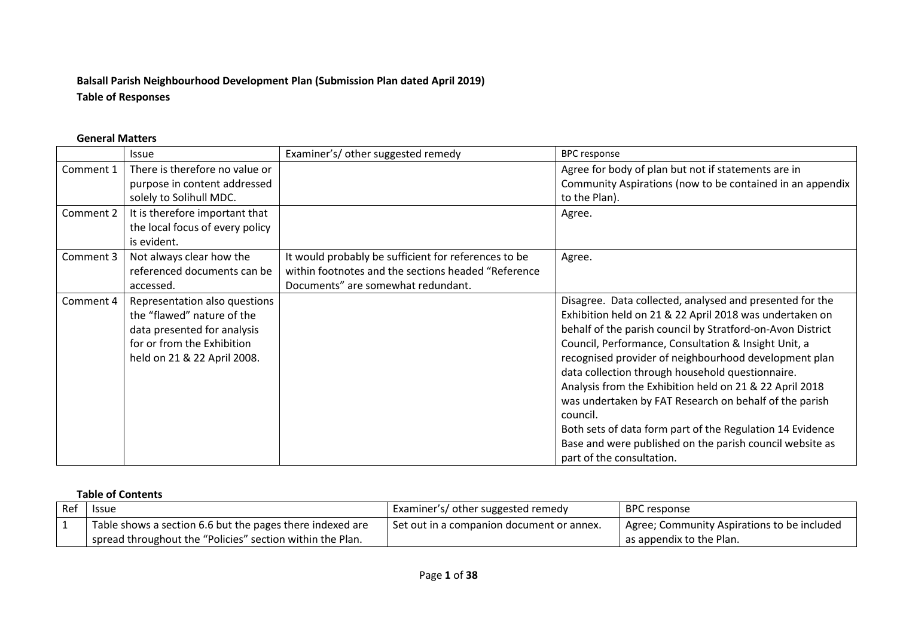**Balsall Parish Neighbourhood Development Plan (Submission Plan dated April 2019)**
**Table of Responses**

**General Matters**

| | Issue | Examiner's/ other suggested remedy | BPC response |
|---|---|---|---|
| Comment 1 | There is therefore no value or purpose in content addressed solely to Solihull MDC. | | Agree for body of plan but not if statements are in Community Aspirations (now to be contained in an appendix to the Plan). |
| Comment 2 | It is therefore important that the local focus of every policy is evident. | | Agree. |
| Comment 3 | Not always clear how the referenced documents can be accessed. | It would probably be sufficient for references to be within footnotes and the sections headed "Reference Documents" are somewhat redundant. | Agree. |
| Comment 4 | Representation also questions the "flawed" nature of the data presented for analysis for or from the Exhibition held on 21 & 22 April 2008. | | Disagree. Data collected, analysed and presented for the Exhibition held on 21 & 22 April 2018 was undertaken on behalf of the parish council by Stratford-on-Avon District Council, Performance, Consultation & Insight Unit, a recognised provider of neighbourhood development plan data collection through household questionnaire.<br>Analysis from the Exhibition held on 21 & 22 April 2018 was undertaken by FAT Research on behalf of the parish council.<br>Both sets of data form part of the Regulation 14 Evidence Base and were published on the parish council website as part of the consultation. |

**Table of Contents**

| Ref | Issue | Examiner's/ other suggested remedy | BPC response |
|---|---|---|---|
| 1 | Table shows a section 6.6 but the pages there indexed are spread throughout the "Policies" section within the Plan. | Set out in a companion document or annex. | Agree; Community Aspirations to be included as appendix to the Plan. |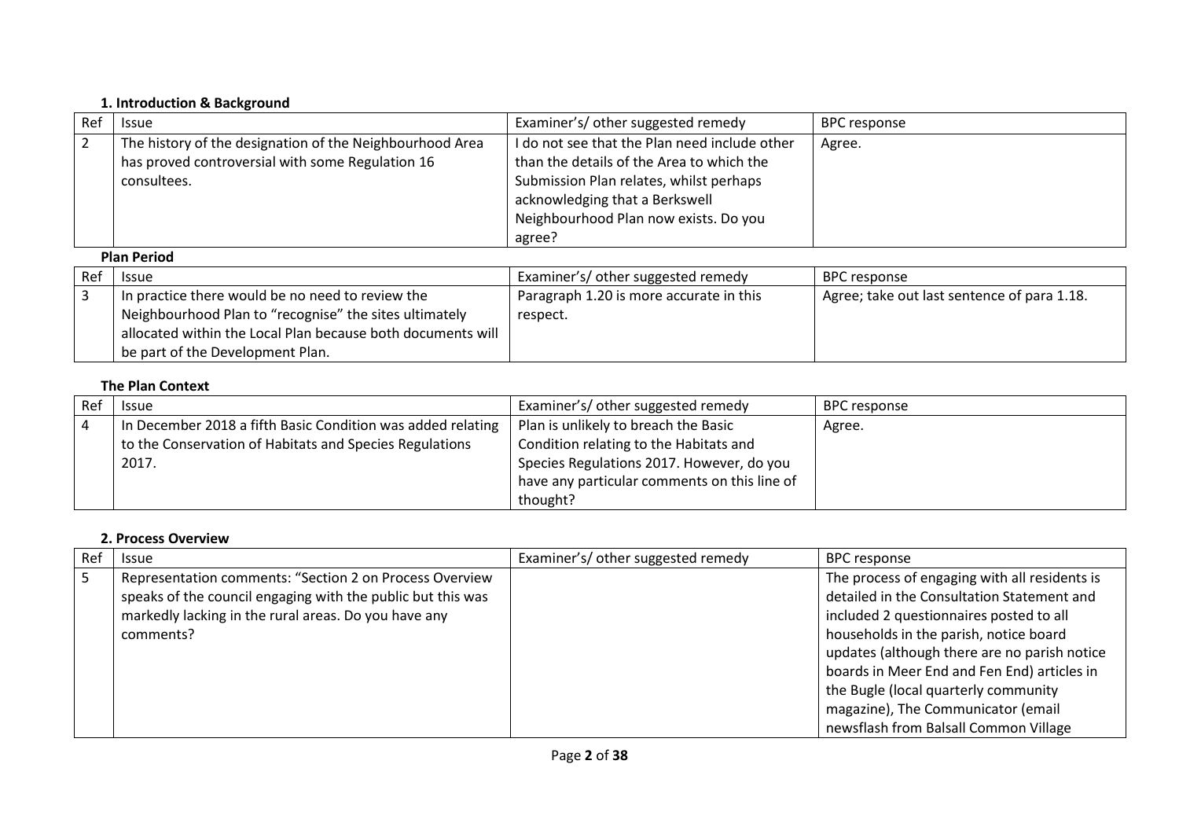### 1. Introduction & Background

| Ref | Issue | Examiner's/ other suggested remedy | BPC response |
|---|---|---|---|
| 2 | The history of the designation of the Neighbourhood Area has proved controversial with some Regulation 16 consultees. | I do not see that the Plan need include other than the details of the Area to which the Submission Plan relates, whilst perhaps acknowledging that a Berkswell Neighbourhood Plan now exists. Do you agree? | Agree. |

**Plan Period**

| Ref | Issue | Examiner's/ other suggested remedy | BPC response |
|---|---|---|---|
| 3 | In practice there would be no need to review the Neighbourhood Plan to "recognise" the sites ultimately allocated within the Local Plan because both documents will be part of the Development Plan. | Paragraph 1.20 is more accurate in this respect. | Agree; take out last sentence of para 1.18. |

**The Plan Context**

| Ref | Issue | Examiner's/ other suggested remedy | BPC response |
|---|---|---|---|
| 4 | In December 2018 a fifth Basic Condition was added relating to the Conservation of Habitats and Species Regulations 2017. | Plan is unlikely to breach the Basic Condition relating to the Habitats and Species Regulations 2017. However, do you have any particular comments on this line of thought? | Agree. |

### 2. Process Overview

| Ref | Issue | Examiner's/ other suggested remedy | BPC response |
|---|---|---|---|
| 5 | Representation comments: "Section 2 on Process Overview speaks of the council engaging with the public but this was markedly lacking in the rural areas. Do you have any comments? | | The process of engaging with all residents is detailed in the Consultation Statement and included 2 questionnaires posted to all households in the parish, notice board updates (although there are no parish notice boards in Meer End and Fen End) articles in the Bugle (local quarterly community magazine), The Communicator (email newsflash from Balsall Common Village |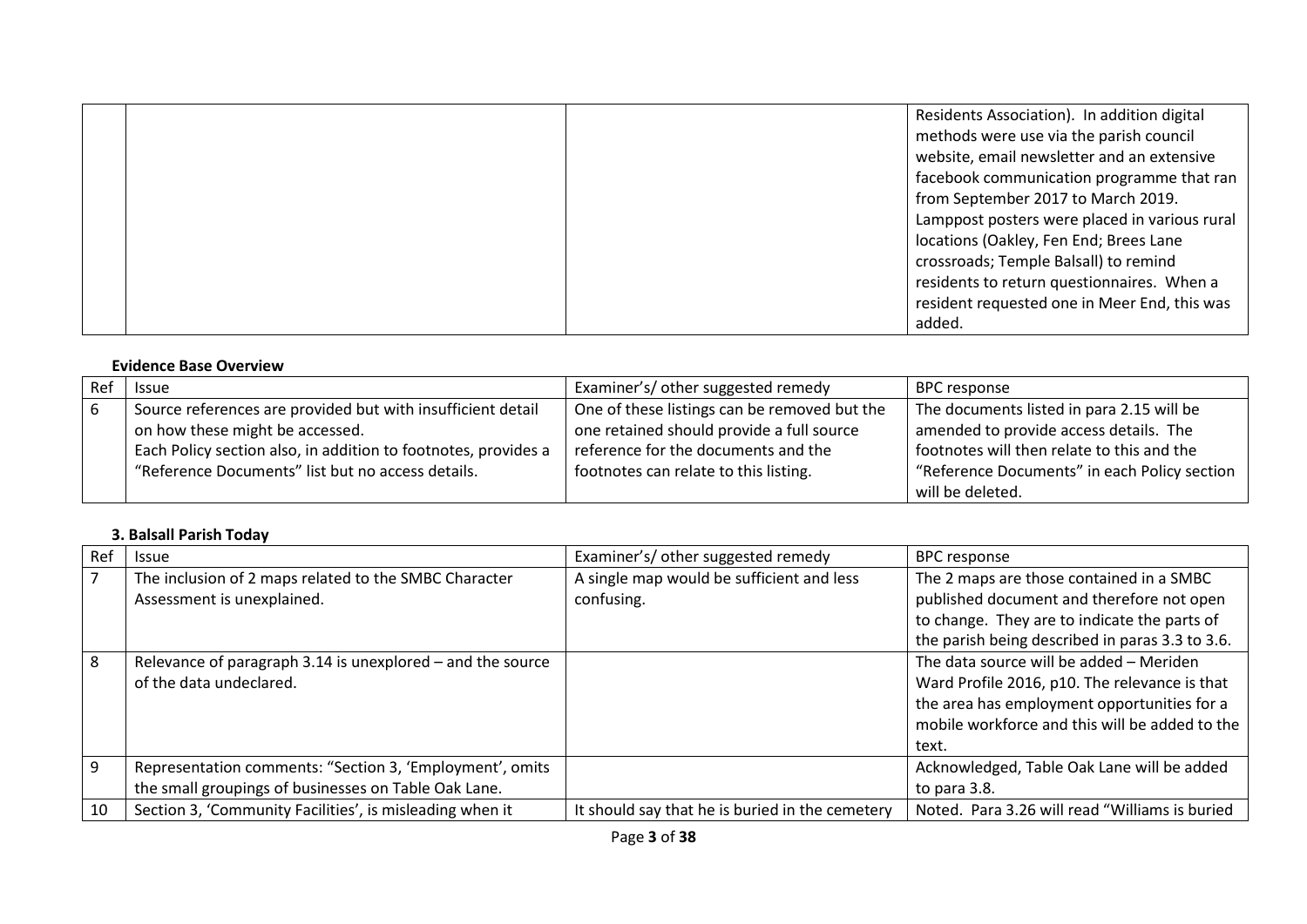| | | | |
|---|---|---|---|
| | | | Residents Association). In addition digital methods were use via the parish council website, email newsletter and an extensive facebook communication programme that ran from September 2017 to March 2019. Lamppost posters were placed in various rural locations (Oakley, Fen End; Brees Lane crossroads; Temple Balsall) to remind residents to return questionnaires. When a resident requested one in Meer End, this was added. |

**Evidence Base Overview**

| Ref | Issue | Examiner's/ other suggested remedy | BPC response |
|---|---|---|---|
| 6 | Source references are provided but with insufficient detail on how these might be accessed. Each Policy section also, in addition to footnotes, provides a "Reference Documents" list but no access details. | One of these listings can be removed but the one retained should provide a full source reference for the documents and the footnotes can relate to this listing. | The documents listed in para 2.15 will be amended to provide access details. The footnotes will then relate to this and the "Reference Documents" in each Policy section will be deleted. |

**3. Balsall Parish Today**

| Ref | Issue | Examiner's/ other suggested remedy | BPC response |
|---|---|---|---|
| 7 | The inclusion of 2 maps related to the SMBC Character Assessment is unexplained. | A single map would be sufficient and less confusing. | The 2 maps are those contained in a SMBC published document and therefore not open to change. They are to indicate the parts of the parish being described in paras 3.3 to 3.6. |
| 8 | Relevance of paragraph 3.14 is unexplored – and the source of the data undeclared. | | The data source will be added – Meriden Ward Profile 2016, p10. The relevance is that the area has employment opportunities for a mobile workforce and this will be added to the text. |
| 9 | Representation comments: "Section 3, 'Employment', omits the small groupings of businesses on Table Oak Lane. | | Acknowledged, Table Oak Lane will be added to para 3.8. |
| 10 | Section 3, 'Community Facilities', is misleading when it | It should say that he is buried in the cemetery | Noted. Para 3.26 will read "Williams is buried |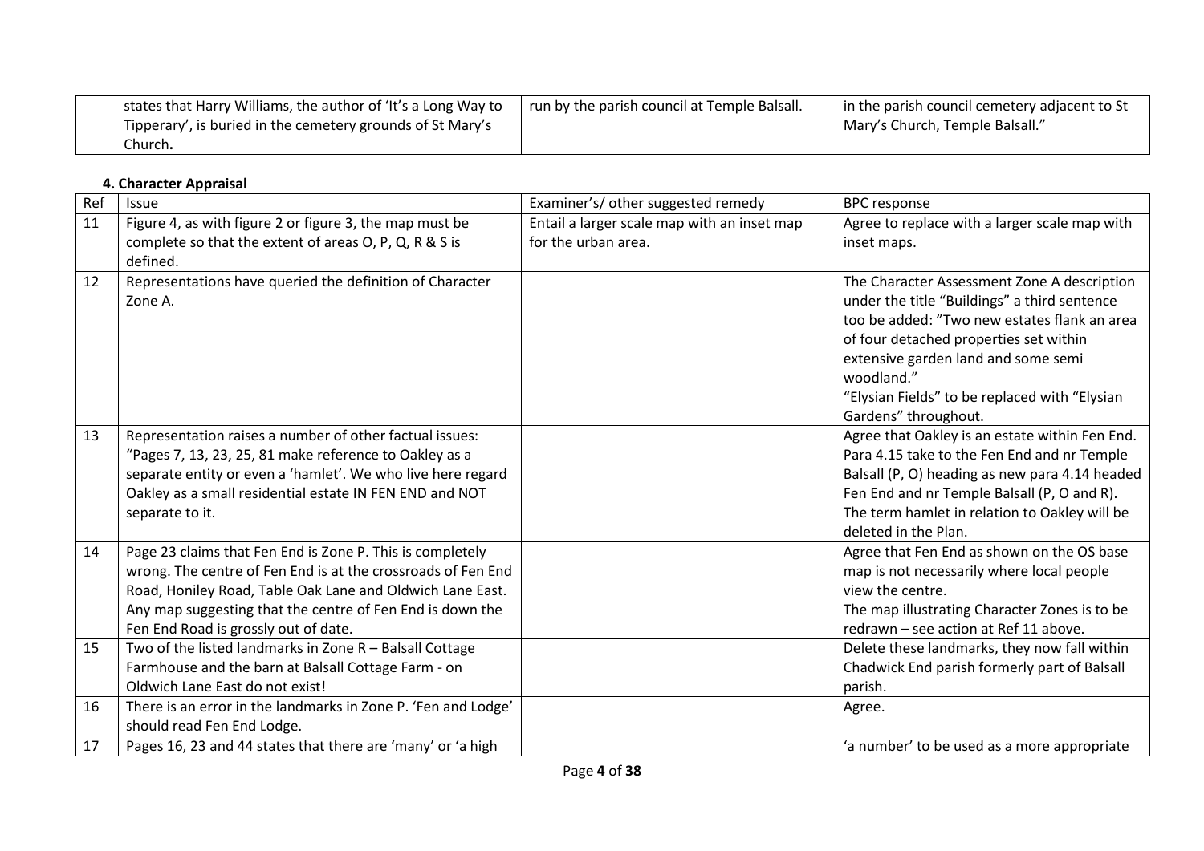| | states that Harry Williams, the author of 'It's a Long Way to Tipperary', is buried in the cemetery grounds of St Mary's Church**.** | run by the parish council at Temple Balsall. | in the parish council cemetery adjacent to St Mary's Church, Temple Balsall." |
|---|---|---|---|

#### 4. Character Appraisal

| Ref | Issue | Examiner's/ other suggested remedy | BPC response |
|---|---|---|---|
| 11 | Figure 4, as with figure 2 or figure 3, the map must be complete so that the extent of areas O, P, Q, R & S is defined. | Entail a larger scale map with an inset map for the urban area. | Agree to replace with a larger scale map with inset maps. |
| 12 | Representations have queried the definition of Character Zone A. | | The Character Assessment Zone A description under the title "Buildings" a third sentence too be added: "Two new estates flank an area of four detached properties set within extensive garden land and some semi woodland."<br>"Elysian Fields" to be replaced with "Elysian Gardens" throughout. |
| 13 | Representation raises a number of other factual issues: "Pages 7, 13, 23, 25, 81 make reference to Oakley as a separate entity or even a 'hamlet'. We who live here regard Oakley as a small residential estate IN FEN END and NOT separate to it. | | Agree that Oakley is an estate within Fen End. Para 4.15 take to the Fen End and nr Temple Balsall (P, O) heading as new para 4.14 headed Fen End and nr Temple Balsall (P, O and R). The term hamlet in relation to Oakley will be deleted in the Plan. |
| 14 | Page 23 claims that Fen End is Zone P. This is completely wrong. The centre of Fen End is at the crossroads of Fen End Road, Honiley Road, Table Oak Lane and Oldwich Lane East. Any map suggesting that the centre of Fen End is down the Fen End Road is grossly out of date. | | Agree that Fen End as shown on the OS base map is not necessarily where local people view the centre.<br>The map illustrating Character Zones is to be redrawn – see action at Ref 11 above. |
| 15 | Two of the listed landmarks in Zone R – Balsall Cottage Farmhouse and the barn at Balsall Cottage Farm - on Oldwich Lane East do not exist! | | Delete these landmarks, they now fall within Chadwick End parish formerly part of Balsall parish. |
| 16 | There is an error in the landmarks in Zone P. 'Fen and Lodge' should read Fen End Lodge. | | Agree. |
| 17 | Pages 16, 23 and 44 states that there are 'many' or 'a high | | 'a number' to be used as a more appropriate |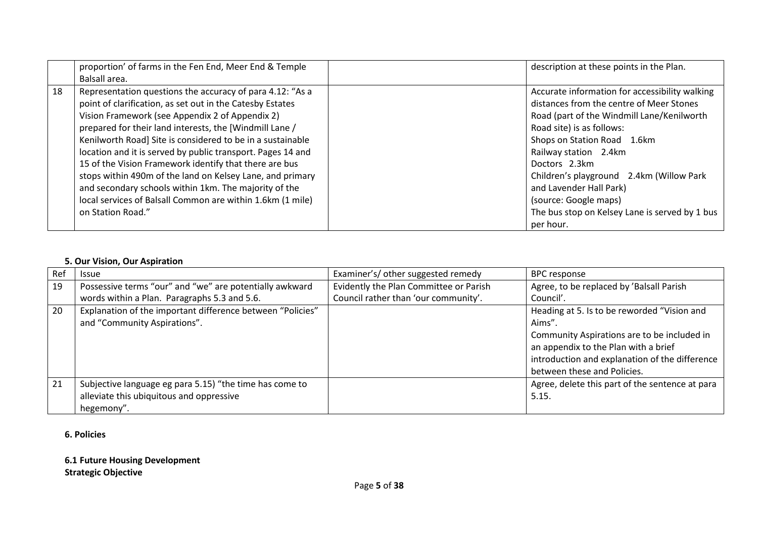| | | | |
|---|---|---|---|
| | proportion' of farms in the Fen End, Meer End & Temple Balsall area. | | description at these points in the Plan. |
| 18 | Representation questions the accuracy of para 4.12: "As a point of clarification, as set out in the Catesby Estates Vision Framework (see Appendix 2 of Appendix 2) prepared for their land interests, the [Windmill Lane / Kenilworth Road] Site is considered to be in a sustainable location and it is served by public transport. Pages 14 and 15 of the Vision Framework identify that there are bus stops within 490m of the land on Kelsey Lane, and primary and secondary schools within 1km. The majority of the local services of Balsall Common are within 1.6km (1 mile) on Station Road." | | Accurate information for accessibility walking distances from the centre of Meer Stones Road (part of the Windmill Lane/Kenilworth Road site) is as follows:<br>Shops on Station Road 1.6km<br>Railway station 2.4km<br>Doctors 2.3km<br>Children's playground 2.4km (Willow Park and Lavender Hall Park)<br>(source: Google maps)<br>The bus stop on Kelsey Lane is served by 1 bus per hour. |

**5. Our Vision, Our Aspiration**

| Ref | Issue | Examiner's/ other suggested remedy | BPC response |
|---|---|---|---|
| 19 | Possessive terms "our" and "we" are potentially awkward words within a Plan. Paragraphs 5.3 and 5.6. | Evidently the Plan Committee or Parish Council rather than 'our community'. | Agree, to be replaced by 'Balsall Parish Council'. |
| 20 | Explanation of the important difference between "Policies" and "Community Aspirations". | | Heading at 5. Is to be reworded "Vision and Aims".<br>Community Aspirations are to be included in an appendix to the Plan with a brief introduction and explanation of the difference between these and Policies. |
| 21 | Subjective language eg para 5.15) "the time has come to alleviate this ubiquitous and oppressive hegemony". | | Agree, delete this part of the sentence at para 5.15. |

**6. Policies**

**6.1 Future Housing Development**
**Strategic Objective**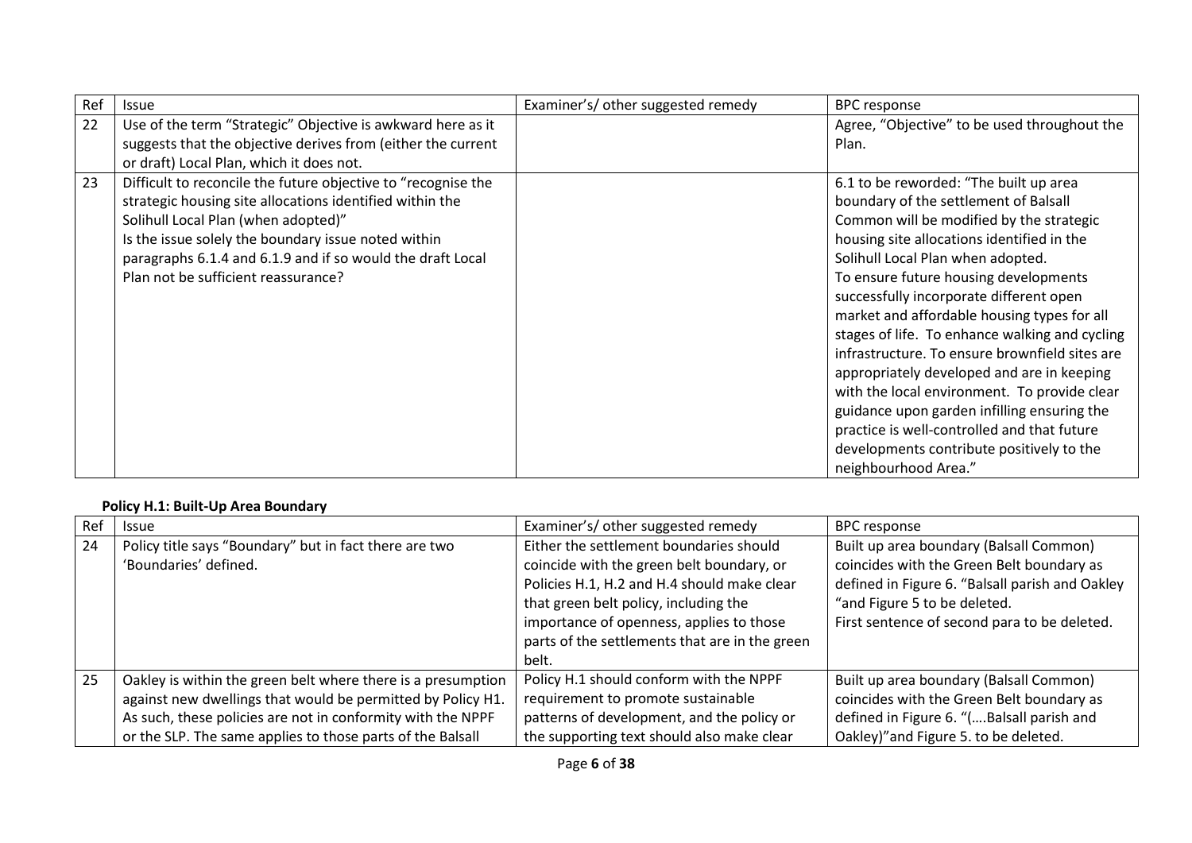| Ref | Issue | Examiner's/ other suggested remedy | BPC response |
|---|---|---|---|
| 22 | Use of the term "Strategic" Objective is awkward here as it suggests that the objective derives from (either the current or draft) Local Plan, which it does not. | | Agree, "Objective" to be used throughout the Plan. |
| 23 | Difficult to reconcile the future objective to "recognise the strategic housing site allocations identified within the Solihull Local Plan (when adopted)"<br>Is the issue solely the boundary issue noted within paragraphs 6.1.4 and 6.1.9 and if so would the draft Local Plan not be sufficient reassurance? | | 6.1 to be reworded: "The built up area boundary of the settlement of Balsall Common will be modified by the strategic housing site allocations identified in the Solihull Local Plan when adopted.<br>To ensure future housing developments successfully incorporate different open market and affordable housing types for all stages of life. To enhance walking and cycling infrastructure. To ensure brownfield sites are appropriately developed and are in keeping with the local environment. To provide clear guidance upon garden infilling ensuring the practice is well-controlled and that future developments contribute positively to the neighbourhood Area." |

**Policy H.1: Built-Up Area Boundary**

| Ref | Issue | Examiner's/ other suggested remedy | BPC response |
|---|---|---|---|
| 24 | Policy title says "Boundary" but in fact there are two 'Boundaries' defined. | Either the settlement boundaries should coincide with the green belt boundary, or Policies H.1, H.2 and H.4 should make clear that green belt policy, including the importance of openness, applies to those parts of the settlements that are in the green belt. | Built up area boundary (Balsall Common) coincides with the Green Belt boundary as defined in Figure 6. "Balsall parish and Oakley "and Figure 5 to be deleted.<br>First sentence of second para to be deleted. |
| 25 | Oakley is within the green belt where there is a presumption against new dwellings that would be permitted by Policy H1. As such, these policies are not in conformity with the NPPF or the SLP. The same applies to those parts of the Balsall | Policy H.1 should conform with the NPPF requirement to promote sustainable patterns of development, and the policy or the supporting text should also make clear | Built up area boundary (Balsall Common) coincides with the Green Belt boundary as defined in Figure 6. "(....Balsall parish and Oakley)"and Figure 5. to be deleted. |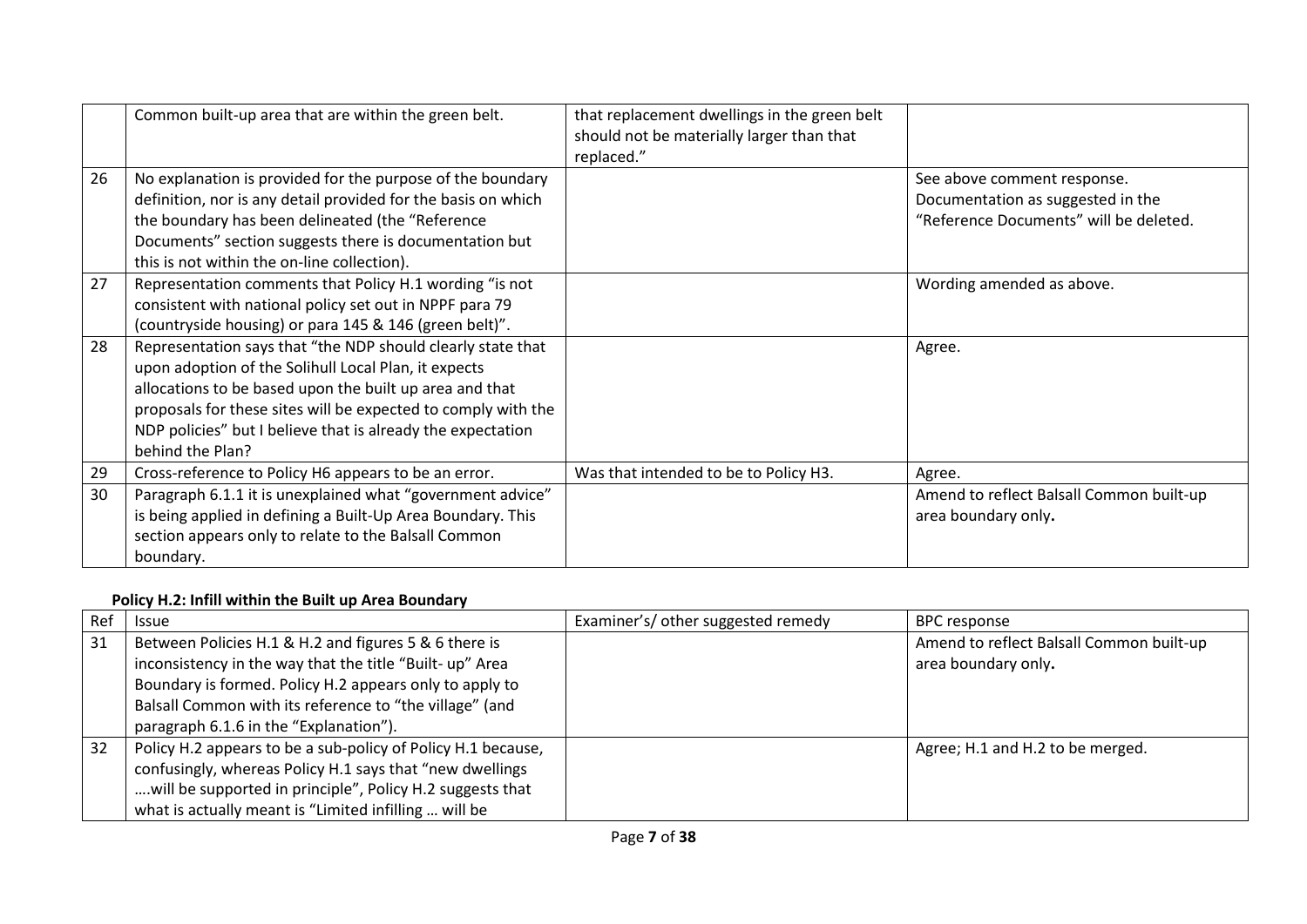| | | | |
|---|---|---|---|
| | Common built-up area that are within the green belt. | that replacement dwellings in the green belt should not be materially larger than that replaced." | |
| 26 | No explanation is provided for the purpose of the boundary definition, nor is any detail provided for the basis on which the boundary has been delineated (the "Reference Documents" section suggests there is documentation but this is not within the on-line collection). | | See above comment response. Documentation as suggested in the "Reference Documents" will be deleted. |
| 27 | Representation comments that Policy H.1 wording "is not consistent with national policy set out in NPPF para 79 (countryside housing) or para 145 & 146 (green belt)". | | Wording amended as above. |
| 28 | Representation says that "the NDP should clearly state that upon adoption of the Solihull Local Plan, it expects allocations to be based upon the built up area and that proposals for these sites will be expected to comply with the NDP policies" but I believe that is already the expectation behind the Plan? | | Agree. |
| 29 | Cross-reference to Policy H6 appears to be an error. | Was that intended to be to Policy H3. | Agree. |
| 30 | Paragraph 6.1.1 it is unexplained what "government advice" is being applied in defining a Built-Up Area Boundary. This section appears only to relate to the Balsall Common boundary. | | Amend to reflect Balsall Common built-up area boundary only**.** |

**Policy H.2: Infill within the Built up Area Boundary**

| Ref | Issue | Examiner's/ other suggested remedy | BPC response |
|---|---|---|---|
| 31 | Between Policies H.1 & H.2 and figures 5 & 6 there is inconsistency in the way that the title "Built- up" Area Boundary is formed. Policy H.2 appears only to apply to Balsall Common with its reference to "the village" (and paragraph 6.1.6 in the "Explanation"). | | Amend to reflect Balsall Common built-up area boundary only**.** |
| 32 | Policy H.2 appears to be a sub-policy of Policy H.1 because, confusingly, whereas Policy H.1 says that "new dwellings ….will be supported in principle", Policy H.2 suggests that what is actually meant is "Limited infilling … will be | | Agree; H.1 and H.2 to be merged. |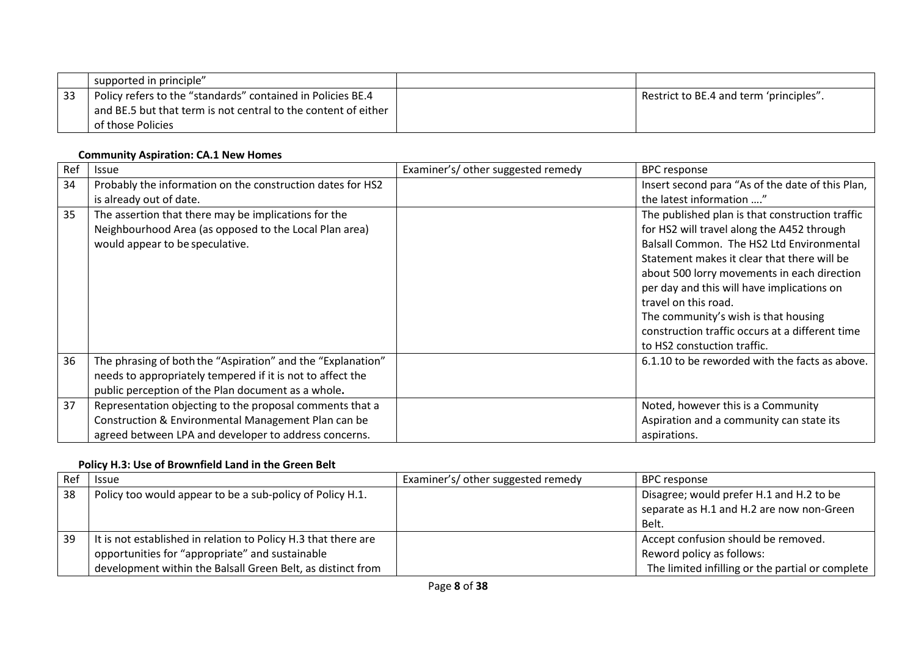| | | | |
|---|---|---|---|
| | supported in principle" | | |
| 33 | Policy refers to the "standards" contained in Policies BE.4 and BE.5 but that term is not central to the content of either of those Policies | | Restrict to BE.4 and term 'principles". |

**Community Aspiration: CA.1 New Homes**

| Ref | Issue | Examiner's/ other suggested remedy | BPC response |
|---|---|---|---|
| 34 | Probably the information on the construction dates for HS2 is already out of date. | | Insert second para "As of the date of this Plan, the latest information …." |
| 35 | The assertion that there may be implications for the Neighbourhood Area (as opposed to the Local Plan area) would appear to be speculative. | | The published plan is that construction traffic for HS2 will travel along the A452 through Balsall Common. The HS2 Ltd Environmental Statement makes it clear that there will be about 500 lorry movements in each direction per day and this will have implications on travel on this road.<br>The community's wish is that housing construction traffic occurs at a different time to HS2 constuction traffic. |
| 36 | The phrasing of both the "Aspiration" and the "Explanation" needs to appropriately tempered if it is not to affect the public perception of the Plan document as a whole**.** | | 6.1.10 to be reworded with the facts as above. |
| 37 | Representation objecting to the proposal comments that a Construction & Environmental Management Plan can be agreed between LPA and developer to address concerns. | | Noted, however this is a Community Aspiration and a community can state its aspirations. |

**Policy H.3: Use of Brownfield Land in the Green Belt**

| Ref | Issue | Examiner's/ other suggested remedy | BPC response |
|---|---|---|---|
| 38 | Policy too would appear to be a sub-policy of Policy H.1. | | Disagree; would prefer H.1 and H.2 to be separate as H.1 and H.2 are now non-Green Belt. |
| 39 | It is not established in relation to Policy H.3 that there are opportunities for "appropriate" and sustainable development within the Balsall Green Belt, as distinct from | | Accept confusion should be removed.<br>Reword policy as follows:<br>The limited infilling or the partial or complete |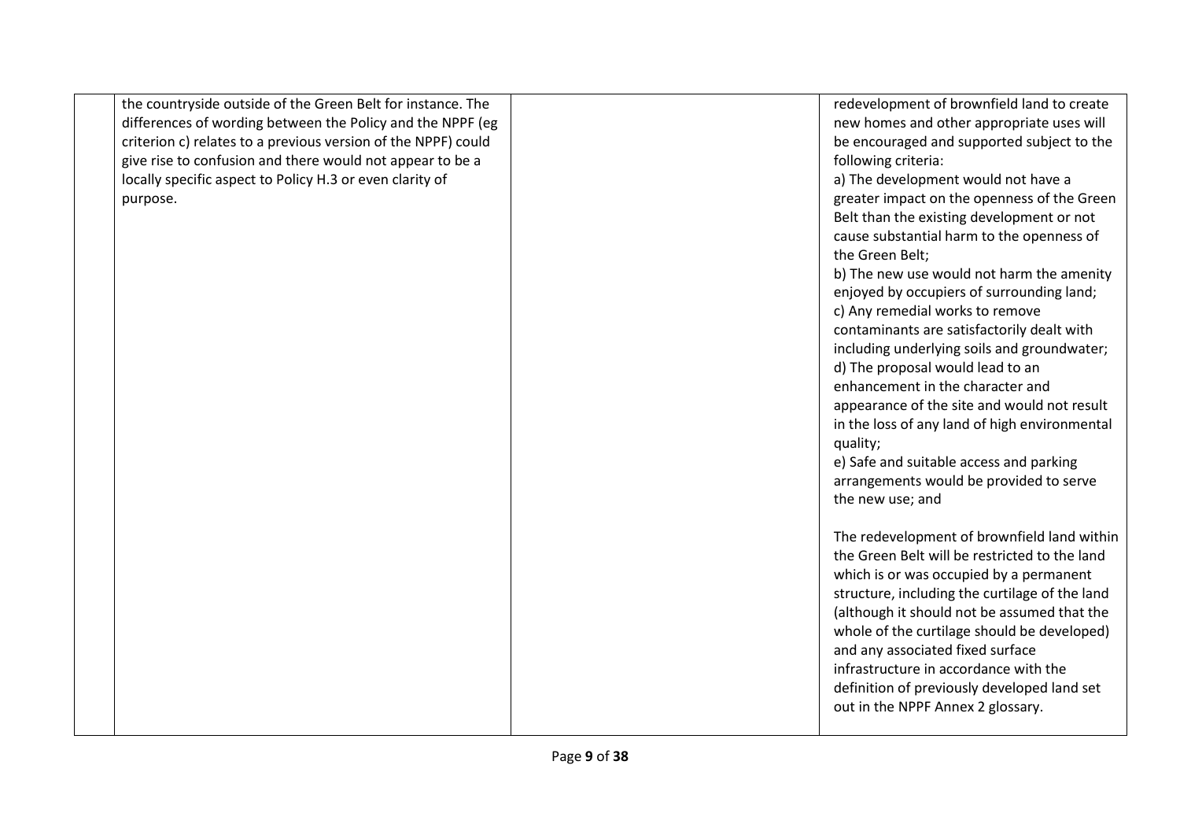| | | | |
|---|---|---|---|
| | the countryside outside of the Green Belt for instance. The differences of wording between the Policy and the NPPF (eg criterion c) relates to a previous version of the NPPF) could give rise to confusion and there would not appear to be a locally specific aspect to Policy H.3 or even clarity of purpose. | | redevelopment of brownfield land to create new homes and other appropriate uses will be encouraged and supported subject to the following criteria:<br>a) The development would not have a greater impact on the openness of the Green Belt than the existing development or not cause substantial harm to the openness of the Green Belt;<br>b) The new use would not harm the amenity enjoyed by occupiers of surrounding land;<br>c) Any remedial works to remove contaminants are satisfactorily dealt with including underlying soils and groundwater;<br>d) The proposal would lead to an enhancement in the character and appearance of the site and would not result in the loss of any land of high environmental quality;<br>e) Safe and suitable access and parking arrangements would be provided to serve the new use; and<br><br>The redevelopment of brownfield land within the Green Belt will be restricted to the land which is or was occupied by a permanent structure, including the curtilage of the land (although it should not be assumed that the whole of the curtilage should be developed) and any associated fixed surface infrastructure in accordance with the definition of previously developed land set out in the NPPF Annex 2 glossary. |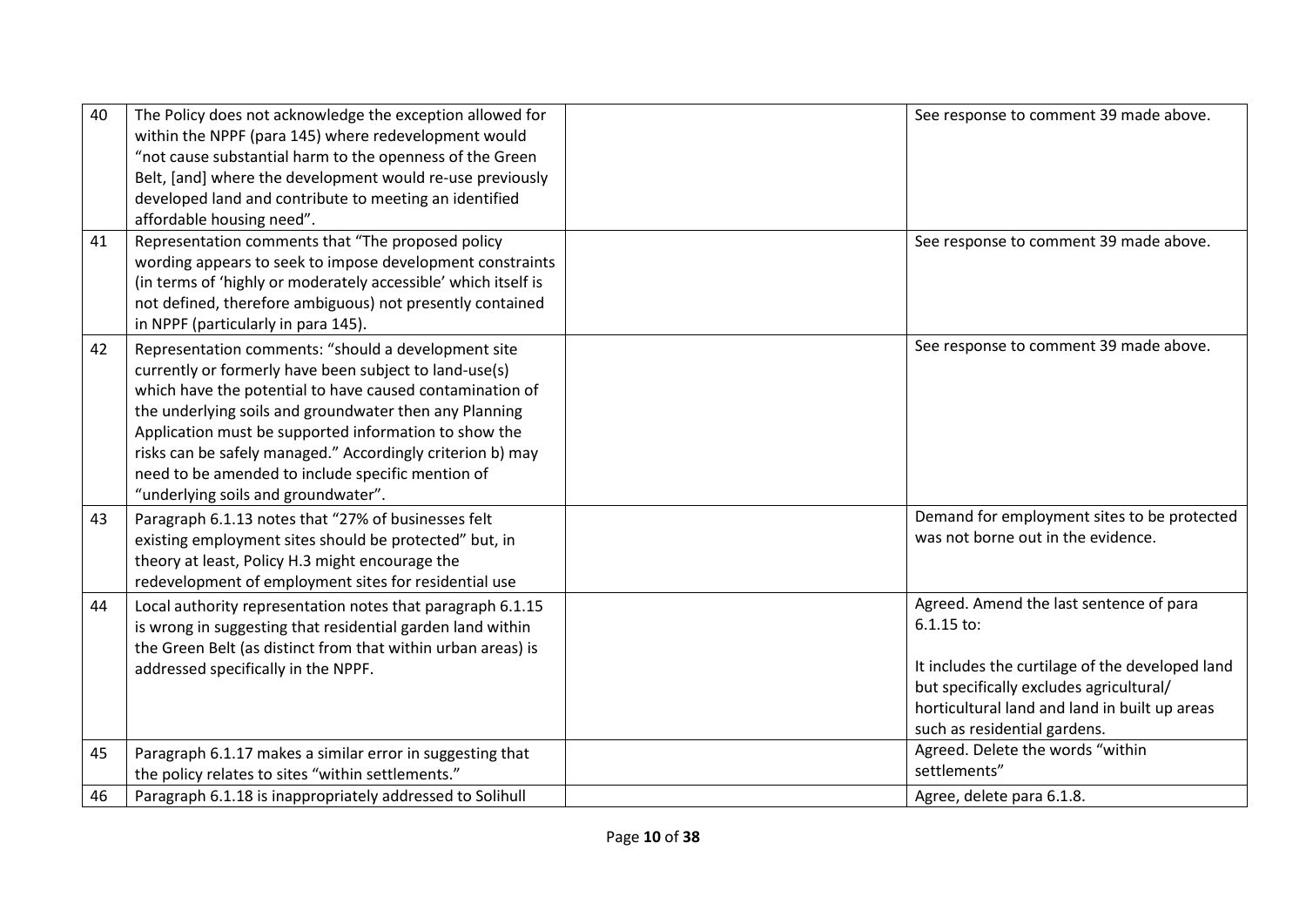| | | | |
|---|---|---|---|
| 40 | The Policy does not acknowledge the exception allowed for within the NPPF (para 145) where redevelopment would "not cause substantial harm to the openness of the Green Belt, [and] where the development would re-use previously developed land and contribute to meeting an identified affordable housing need". | | See response to comment 39 made above. |
| 41 | Representation comments that "The proposed policy wording appears to seek to impose development constraints (in terms of 'highly or moderately accessible' which itself is not defined, therefore ambiguous) not presently contained in NPPF (particularly in para 145). | | See response to comment 39 made above. |
| 42 | Representation comments: "should a development site currently or formerly have been subject to land-use(s) which have the potential to have caused contamination of the underlying soils and groundwater then any Planning Application must be supported information to show the risks can be safely managed." Accordingly criterion b) may need to be amended to include specific mention of "underlying soils and groundwater". | | See response to comment 39 made above. |
| 43 | Paragraph 6.1.13 notes that "27% of businesses felt existing employment sites should be protected" but, in theory at least, Policy H.3 might encourage the redevelopment of employment sites for residential use | | Demand for employment sites to be protected was not borne out in the evidence. |
| 44 | Local authority representation notes that paragraph 6.1.15 is wrong in suggesting that residential garden land within the Green Belt (as distinct from that within urban areas) is addressed specifically in the NPPF. | | Agreed. Amend the last sentence of para 6.1.15 to:<br><br>It includes the curtilage of the developed land but specifically excludes agricultural/ horticultural land and land in built up areas such as residential gardens. |
| 45 | Paragraph 6.1.17 makes a similar error in suggesting that the policy relates to sites "within settlements." | | Agreed. Delete the words "within settlements" |
| 46 | Paragraph 6.1.18 is inappropriately addressed to Solihull | | Agree, delete para 6.1.8. |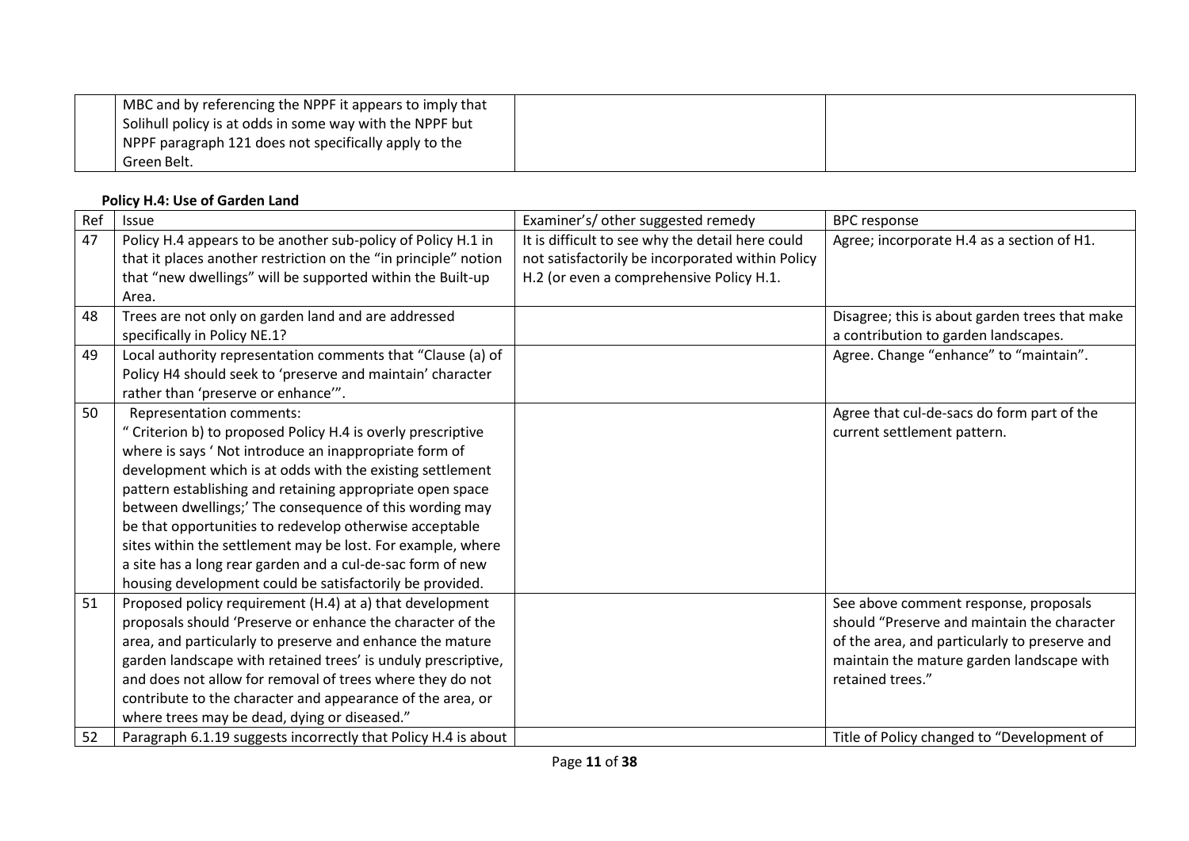| | | | |
|---|---|---|---|
| | MBC and by referencing the NPPF it appears to imply that Solihull policy is at odds in some way with the NPPF but NPPF paragraph 121 does not specifically apply to the Green Belt. | | |

**Policy H.4: Use of Garden Land**

| Ref | Issue | Examiner's/ other suggested remedy | BPC response |
|---|---|---|---|
| 47 | Policy H.4 appears to be another sub-policy of Policy H.1 in that it places another restriction on the "in principle" notion that "new dwellings" will be supported within the Built-up Area. | It is difficult to see why the detail here could not satisfactorily be incorporated within Policy H.2 (or even a comprehensive Policy H.1. | Agree; incorporate H.4 as a section of H1. |
| 48 | Trees are not only on garden land and are addressed specifically in Policy NE.1? | | Disagree; this is about garden trees that make a contribution to garden landscapes. |
| 49 | Local authority representation comments that "Clause (a) of Policy H4 should seek to 'preserve and maintain' character rather than 'preserve or enhance'". | | Agree. Change "enhance" to "maintain". |
| 50 | Representation comments: " Criterion b) to proposed Policy H.4 is overly prescriptive where is says ' Not introduce an inappropriate form of development which is at odds with the existing settlement pattern establishing and retaining appropriate open space between dwellings;' The consequence of this wording may be that opportunities to redevelop otherwise acceptable sites within the settlement may be lost. For example, where a site has a long rear garden and a cul-de-sac form of new housing development could be satisfactorily be provided. | | Agree that cul-de-sacs do form part of the current settlement pattern. |
| 51 | Proposed policy requirement (H.4) at a) that development proposals should 'Preserve or enhance the character of the area, and particularly to preserve and enhance the mature garden landscape with retained trees' is unduly prescriptive, and does not allow for removal of trees where they do not contribute to the character and appearance of the area, or where trees may be dead, dying or diseased." | | See above comment response, proposals should "Preserve and maintain the character of the area, and particularly to preserve and maintain the mature garden landscape with retained trees." |
| 52 | Paragraph 6.1.19 suggests incorrectly that Policy H.4 is about | | Title of Policy changed to "Development of |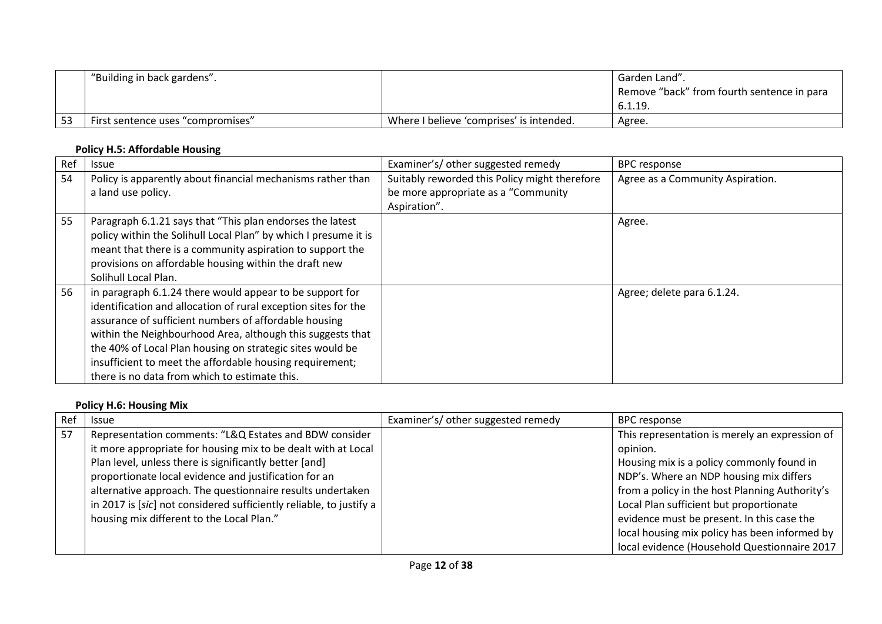|  | "Building in back gardens". |  | Garden Land".<br>Remove "back" from fourth sentence in para 6.1.19. |
|---|---|---|---|
| 53 | First sentence uses "compromises" | Where I believe 'comprises' is intended. | Agree. |

**Policy H.5: Affordable Housing**

| Ref | Issue | Examiner's/ other suggested remedy | BPC response |
|---|---|---|---|
| 54 | Policy is apparently about financial mechanisms rather than a land use policy. | Suitably reworded this Policy might therefore be more appropriate as a "Community Aspiration". | Agree as a Community Aspiration. |
| 55 | Paragraph 6.1.21 says that "This plan endorses the latest policy within the Solihull Local Plan" by which I presume it is meant that there is a community aspiration to support the provisions on affordable housing within the draft new Solihull Local Plan. |  | Agree. |
| 56 | in paragraph 6.1.24 there would appear to be support for identification and allocation of rural exception sites for the assurance of sufficient numbers of affordable housing within the Neighbourhood Area, although this suggests that the 40% of Local Plan housing on strategic sites would be insufficient to meet the affordable housing requirement; there is no data from which to estimate this. |  | Agree; delete para 6.1.24. |

**Policy H.6: Housing Mix**

| Ref | Issue | Examiner's/ other suggested remedy | BPC response |
|---|---|---|---|
| 57 | Representation comments: "L&Q Estates and BDW consider it more appropriate for housing mix to be dealt with at Local Plan level, unless there is significantly better [and] proportionate local evidence and justification for an alternative approach. The questionnaire results undertaken in 2017 is [*sic*] not considered sufficiently reliable, to justify a housing mix different to the Local Plan." |  | This representation is merely an expression of opinion.<br>Housing mix is a policy commonly found in NDP's. Where an NDP housing mix differs from a policy in the host Planning Authority's Local Plan sufficient but proportionate evidence must be present. In this case the local housing mix policy has been informed by local evidence (Household Questionnaire 2017 |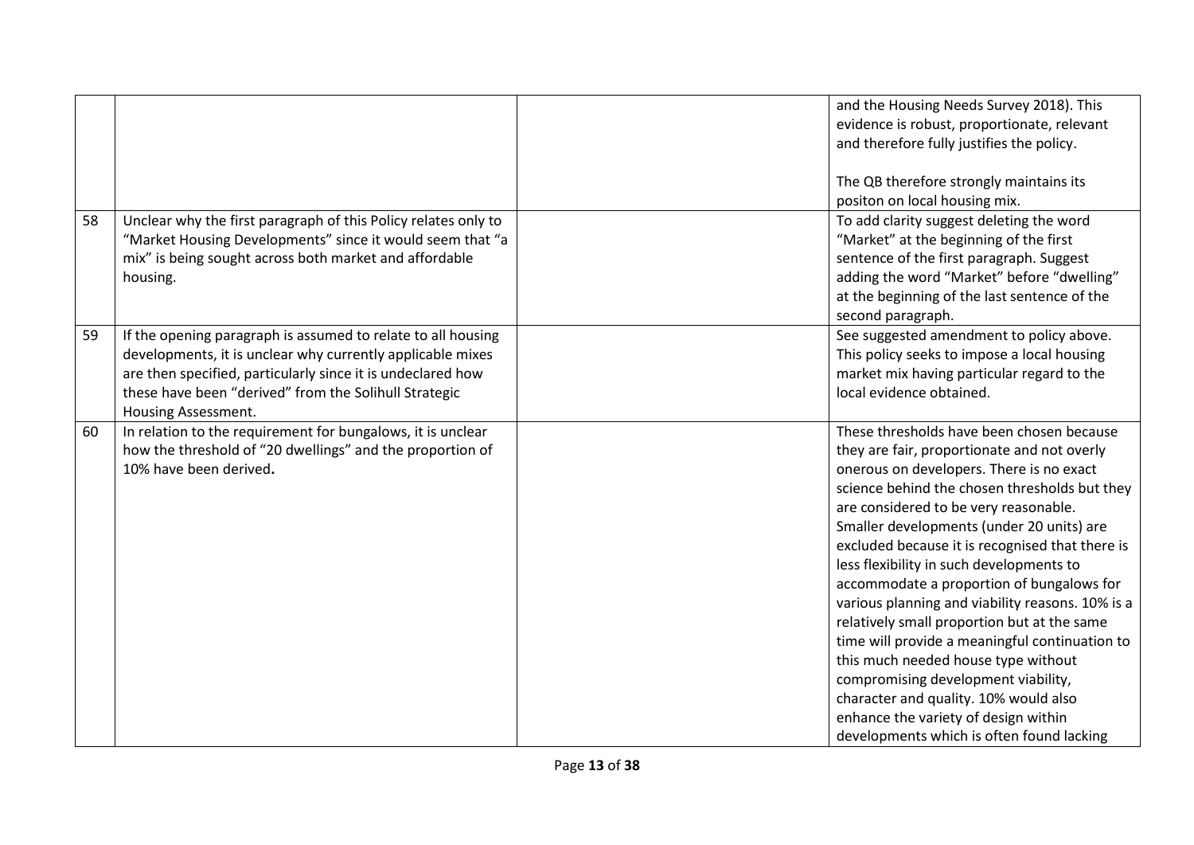| | | | |
|---|---|---|---|
| | | | and the Housing Needs Survey 2018). This evidence is robust, proportionate, relevant and therefore fully justifies the policy.<br><br>The QB therefore strongly maintains its positon on local housing mix. |
| 58 | Unclear why the first paragraph of this Policy relates only to "Market Housing Developments" since it would seem that "a mix" is being sought across both market and affordable housing. | | To add clarity suggest deleting the word "Market" at the beginning of the first sentence of the first paragraph. Suggest adding the word "Market" before "dwelling" at the beginning of the last sentence of the second paragraph. |
| 59 | If the opening paragraph is assumed to relate to all housing developments, it is unclear why currently applicable mixes are then specified, particularly since it is undeclared how these have been "derived" from the Solihull Strategic Housing Assessment. | | See suggested amendment to policy above. This policy seeks to impose a local housing market mix having particular regard to the local evidence obtained. |
| 60 | In relation to the requirement for bungalows, it is unclear how the threshold of "20 dwellings" and the proportion of 10% have been derived**.** | | These thresholds have been chosen because they are fair, proportionate and not overly onerous on developers. There is no exact science behind the chosen thresholds but they are considered to be very reasonable. Smaller developments (under 20 units) are excluded because it is recognised that there is less flexibility in such developments to accommodate a proportion of bungalows for various planning and viability reasons. 10% is a relatively small proportion but at the same time will provide a meaningful continuation to this much needed house type without compromising development viability, character and quality. 10% would also enhance the variety of design within developments which is often found lacking |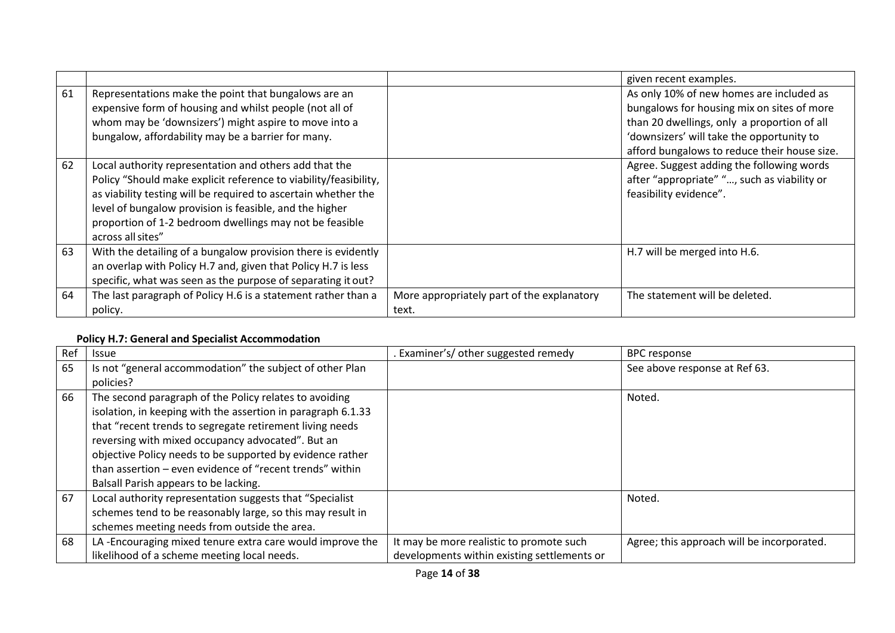| | | | |
|---|---|---|---|
| | | | given recent examples. |
| 61 | Representations make the point that bungalows are an expensive form of housing and whilst people (not all of whom may be 'downsizers') might aspire to move into a bungalow, affordability may be a barrier for many. | | As only 10% of new homes are included as bungalows for housing mix on sites of more than 20 dwellings, only a proportion of all 'downsizers' will take the opportunity to afford bungalows to reduce their house size. |
| 62 | Local authority representation and others add that the Policy "Should make explicit reference to viability/feasibility, as viability testing will be required to ascertain whether the level of bungalow provision is feasible, and the higher proportion of 1-2 bedroom dwellings may not be feasible across all sites" | | Agree. Suggest adding the following words after "appropriate" "…, such as viability or feasibility evidence". |
| 63 | With the detailing of a bungalow provision there is evidently an overlap with Policy H.7 and, given that Policy H.7 is less specific, what was seen as the purpose of separating it out? | | H.7 will be merged into H.6. |
| 64 | The last paragraph of Policy H.6 is a statement rather than a policy. | More appropriately part of the explanatory text. | The statement will be deleted. |

**Policy H.7: General and Specialist Accommodation**

| Ref | Issue | . Examiner's/ other suggested remedy | BPC response |
|---|---|---|---|
| 65 | Is not "general accommodation" the subject of other Plan policies? | | See above response at Ref 63. |
| 66 | The second paragraph of the Policy relates to avoiding isolation, in keeping with the assertion in paragraph 6.1.33 that "recent trends to segregate retirement living needs reversing with mixed occupancy advocated". But an objective Policy needs to be supported by evidence rather than assertion – even evidence of "recent trends" within Balsall Parish appears to be lacking. | | Noted. |
| 67 | Local authority representation suggests that "Specialist schemes tend to be reasonably large, so this may result in schemes meeting needs from outside the area. | | Noted. |
| 68 | LA -Encouraging mixed tenure extra care would improve the likelihood of a scheme meeting local needs. | It may be more realistic to promote such developments within existing settlements or | Agree; this approach will be incorporated. |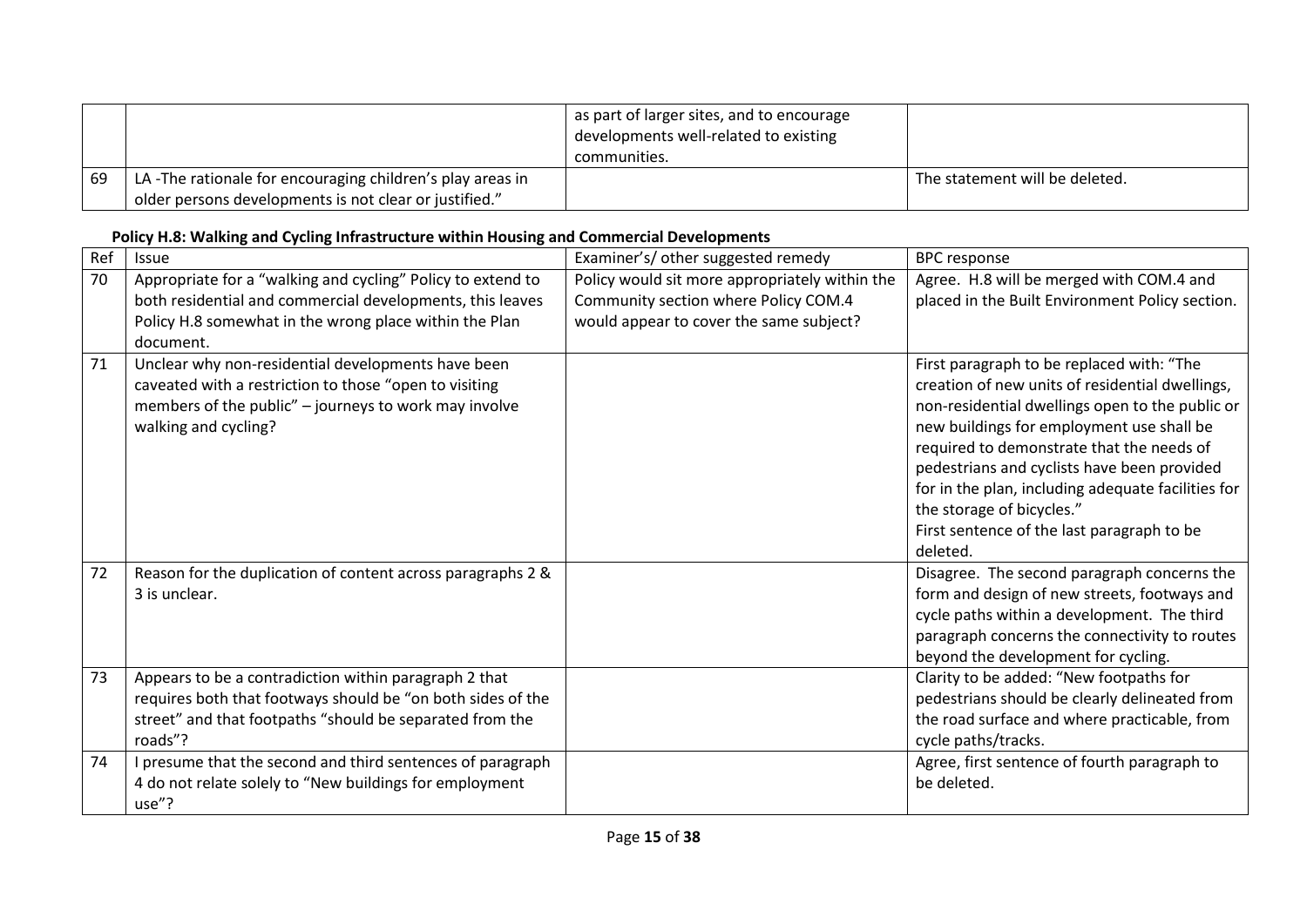| | | as part of larger sites, and to encourage developments well-related to existing communities. | |
|---|---|---|---|
| 69 | LA -The rationale for encouraging children's play areas in older persons developments is not clear or justified." | | The statement will be deleted. |

**Policy H.8: Walking and Cycling Infrastructure within Housing and Commercial Developments**

| Ref | Issue | Examiner's/ other suggested remedy | BPC response |
|---|---|---|---|
| 70 | Appropriate for a "walking and cycling" Policy to extend to both residential and commercial developments, this leaves Policy H.8 somewhat in the wrong place within the Plan document. | Policy would sit more appropriately within the Community section where Policy COM.4 would appear to cover the same subject? | Agree. H.8 will be merged with COM.4 and placed in the Built Environment Policy section. |
| 71 | Unclear why non-residential developments have been caveated with a restriction to those "open to visiting members of the public" – journeys to work may involve walking and cycling? | | First paragraph to be replaced with: "The creation of new units of residential dwellings, non-residential dwellings open to the public or new buildings for employment use shall be required to demonstrate that the needs of pedestrians and cyclists have been provided for in the plan, including adequate facilities for the storage of bicycles."<br>First sentence of the last paragraph to be deleted. |
| 72 | Reason for the duplication of content across paragraphs 2 & 3 is unclear. | | Disagree. The second paragraph concerns the form and design of new streets, footways and cycle paths within a development. The third paragraph concerns the connectivity to routes beyond the development for cycling. |
| 73 | Appears to be a contradiction within paragraph 2 that requires both that footways should be "on both sides of the street" and that footpaths "should be separated from the roads"? | | Clarity to be added: "New footpaths for pedestrians should be clearly delineated from the road surface and where practicable, from cycle paths/tracks. |
| 74 | I presume that the second and third sentences of paragraph 4 do not relate solely to "New buildings for employment use"? | | Agree, first sentence of fourth paragraph to be deleted. |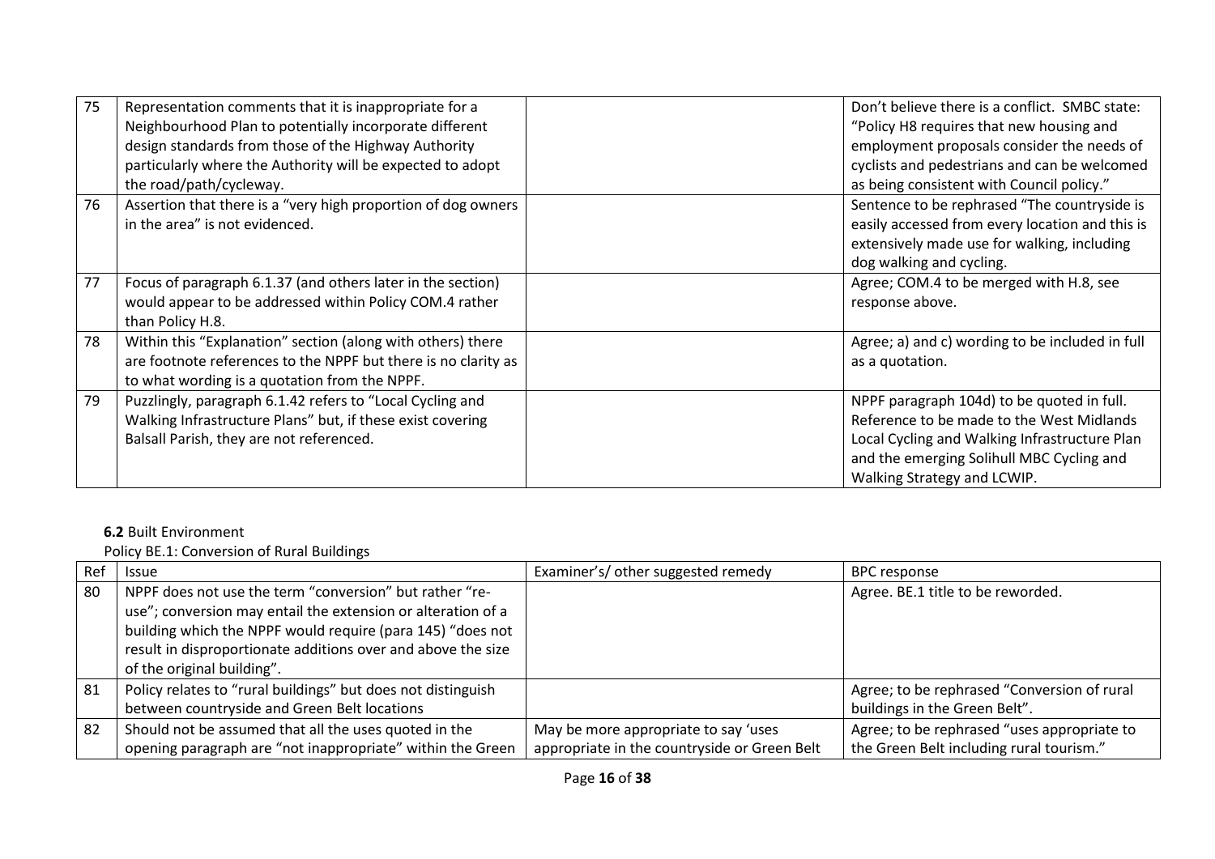| 75 | Representation comments that it is inappropriate for a Neighbourhood Plan to potentially incorporate different design standards from those of the Highway Authority particularly where the Authority will be expected to adopt the road/path/cycleway. | | Don't believe there is a conflict. SMBC state: "Policy H8 requires that new housing and employment proposals consider the needs of cyclists and pedestrians and can be welcomed as being consistent with Council policy." |
|---|---|---|---|
| 76 | Assertion that there is a "very high proportion of dog owners in the area" is not evidenced. | | Sentence to be rephrased "The countryside is easily accessed from every location and this is extensively made use for walking, including dog walking and cycling. |
| 77 | Focus of paragraph 6.1.37 (and others later in the section) would appear to be addressed within Policy COM.4 rather than Policy H.8. | | Agree; COM.4 to be merged with H.8, see response above. |
| 78 | Within this "Explanation" section (along with others) there are footnote references to the NPPF but there is no clarity as to what wording is a quotation from the NPPF. | | Agree; a) and c) wording to be included in full as a quotation. |
| 79 | Puzzlingly, paragraph 6.1.42 refers to "Local Cycling and Walking Infrastructure Plans" but, if these exist covering Balsall Parish, they are not referenced. | | NPPF paragraph 104d) to be quoted in full. Reference to be made to the West Midlands Local Cycling and Walking Infrastructure Plan and the emerging Solihull MBC Cycling and Walking Strategy and LCWIP. |

**6.2** Built Environment

Policy BE.1: Conversion of Rural Buildings

| Ref | Issue | Examiner's/ other suggested remedy | BPC response |
|---|---|---|---|
| 80 | NPPF does not use the term "conversion" but rather "re-use"; conversion may entail the extension or alteration of a building which the NPPF would require (para 145) "does not result in disproportionate additions over and above the size of the original building". | | Agree. BE.1 title to be reworded. |
| 81 | Policy relates to "rural buildings" but does not distinguish between countryside and Green Belt locations | | Agree; to be rephrased "Conversion of rural buildings in the Green Belt". |
| 82 | Should not be assumed that all the uses quoted in the opening paragraph are "not inappropriate" within the Green | May be more appropriate to say 'uses appropriate in the countryside or Green Belt | Agree; to be rephrased "uses appropriate to the Green Belt including rural tourism." |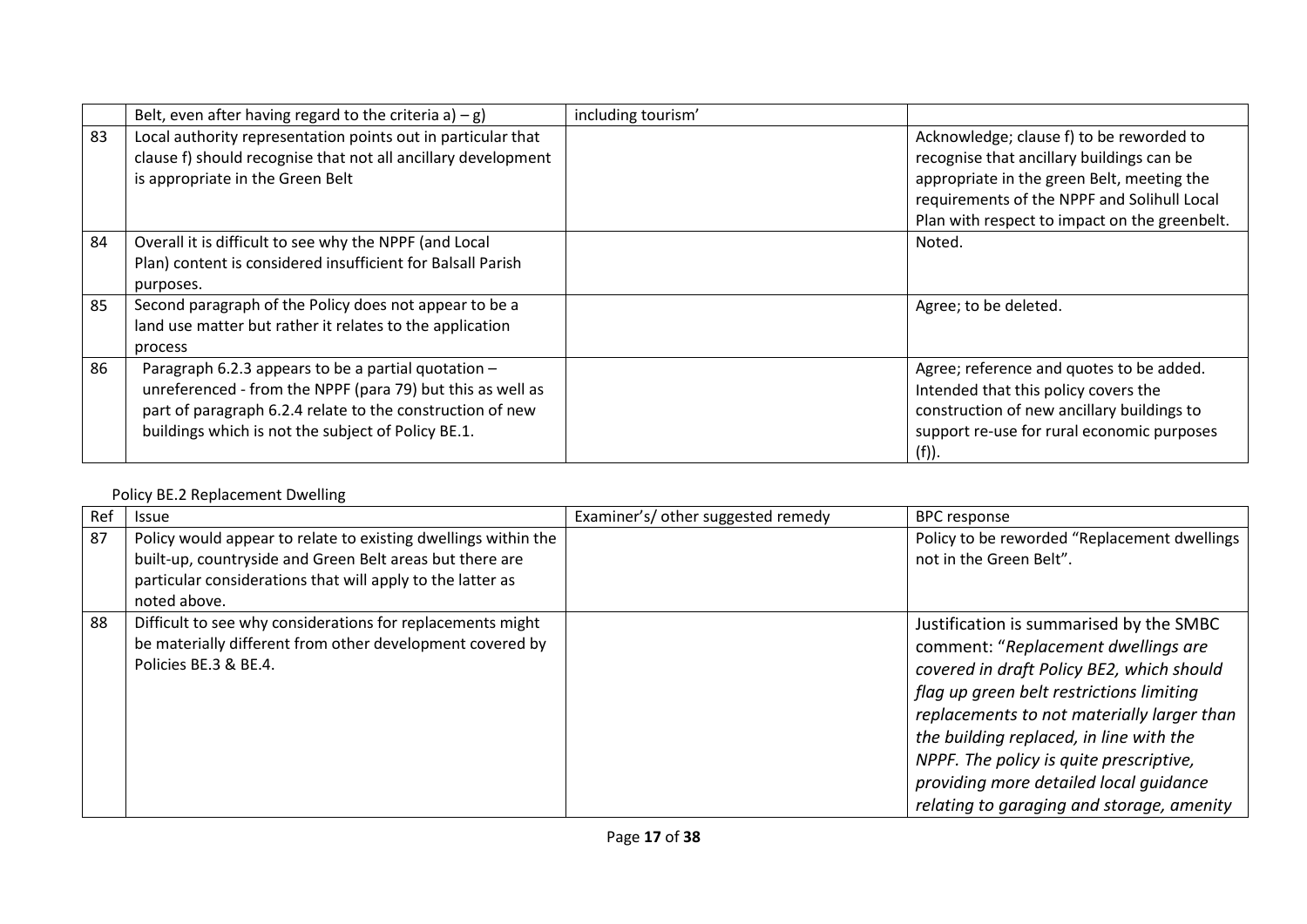| | | | |
|---|---|---|---|
| | Belt, even after having regard to the criteria a) – g) | including tourism' | |
| 83 | Local authority representation points out in particular that clause f) should recognise that not all ancillary development is appropriate in the Green Belt | | Acknowledge; clause f) to be reworded to recognise that ancillary buildings can be appropriate in the green Belt, meeting the requirements of the NPPF and Solihull Local Plan with respect to impact on the greenbelt. |
| 84 | Overall it is difficult to see why the NPPF (and Local Plan) content is considered insufficient for Balsall Parish purposes. | | Noted. |
| 85 | Second paragraph of the Policy does not appear to be a land use matter but rather it relates to the application process | | Agree; to be deleted. |
| 86 | Paragraph 6.2.3 appears to be a partial quotation – unreferenced - from the NPPF (para 79) but this as well as part of paragraph 6.2.4 relate to the construction of new buildings which is not the subject of Policy BE.1. | | Agree; reference and quotes to be added. Intended that this policy covers the construction of new ancillary buildings to support re-use for rural economic purposes (f)). |

Policy BE.2 Replacement Dwelling

| Ref | Issue | Examiner's/ other suggested remedy | BPC response |
|---|---|---|---|
| 87 | Policy would appear to relate to existing dwellings within the built-up, countryside and Green Belt areas but there are particular considerations that will apply to the latter as noted above. | | Policy to be reworded "Replacement dwellings not in the Green Belt". |
| 88 | Difficult to see why considerations for replacements might be materially different from other development covered by Policies BE.3 & BE.4. | | Justification is summarised by the SMBC comment: "*Replacement dwellings are covered in draft Policy BE2, which should flag up green belt restrictions limiting replacements to not materially larger than the building replaced, in line with the NPPF. The policy is quite prescriptive, providing more detailed local guidance relating to garaging and storage, amenity* |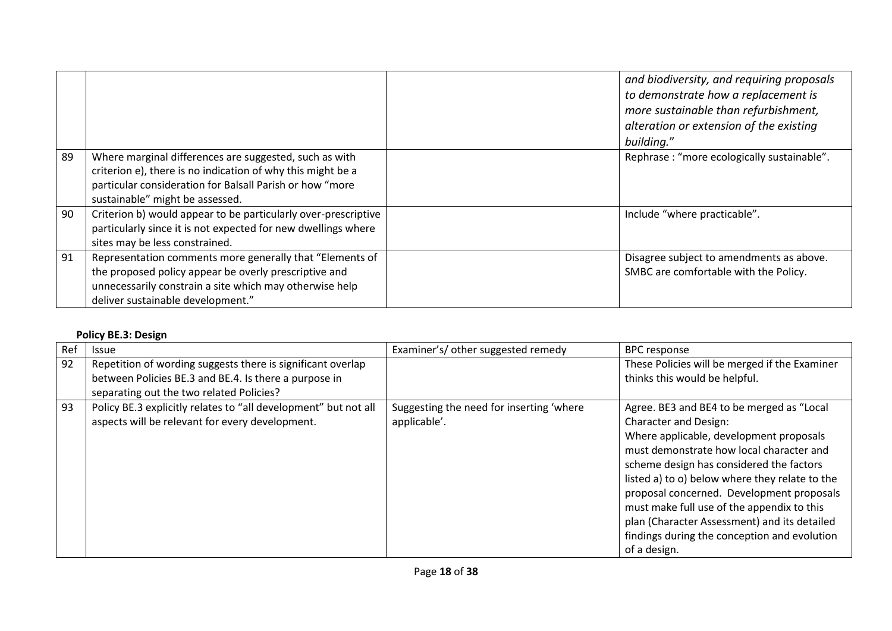| | | | |
|---|---|---|---|
| | | | *and biodiversity, and requiring proposals to demonstrate how a replacement is more sustainable than refurbishment, alteration or extension of the existing building.*" |
| 89 | Where marginal differences are suggested, such as with criterion e), there is no indication of why this might be a particular consideration for Balsall Parish or how "more sustainable" might be assessed. | | Rephrase : "more ecologically sustainable". |
| 90 | Criterion b) would appear to be particularly over-prescriptive particularly since it is not expected for new dwellings where sites may be less constrained. | | Include "where practicable". |
| 91 | Representation comments more generally that "Elements of the proposed policy appear be overly prescriptive and unnecessarily constrain a site which may otherwise help deliver sustainable development." | | Disagree subject to amendments as above. SMBC are comfortable with the Policy. |

**Policy BE.3: Design**

| Ref | Issue | Examiner's/ other suggested remedy | BPC response |
|---|---|---|---|
| 92 | Repetition of wording suggests there is significant overlap between Policies BE.3 and BE.4. Is there a purpose in separating out the two related Policies? | | These Policies will be merged if the Examiner thinks this would be helpful. |
| 93 | Policy BE.3 explicitly relates to "all development" but not all aspects will be relevant for every development. | Suggesting the need for inserting 'where applicable'. | Agree. BE3 and BE4 to be merged as "Local Character and Design: Where applicable, development proposals must demonstrate how local character and scheme design has considered the factors listed a) to o) below where they relate to the proposal concerned. Development proposals must make full use of the appendix to this plan (Character Assessment) and its detailed findings during the conception and evolution of a design. |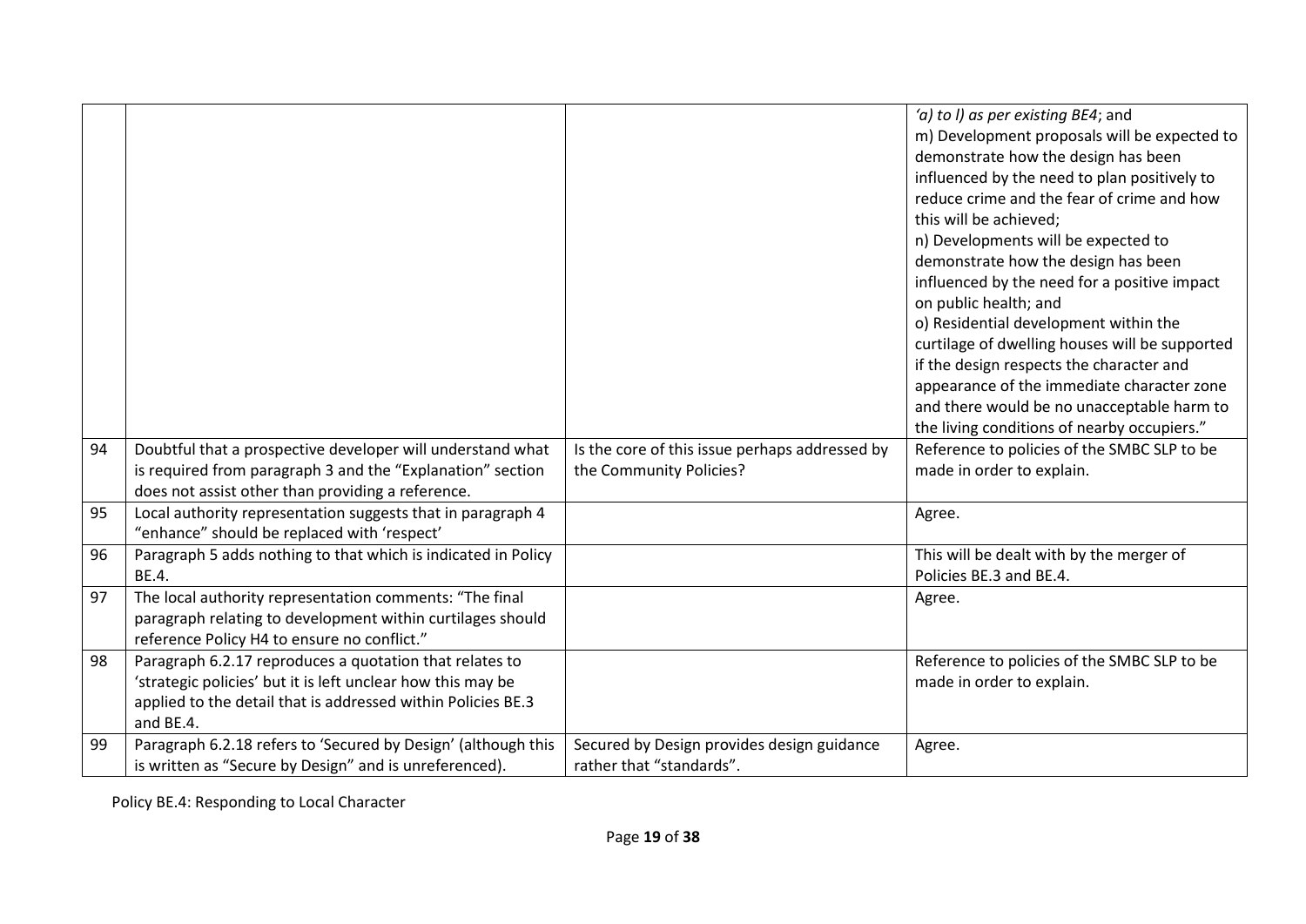| | | | |
|---|---|---|---|
| | | | *'a) to l) as per existing BE4*; and<br>m) Development proposals will be expected to demonstrate how the design has been influenced by the need to plan positively to reduce crime and the fear of crime and how this will be achieved;<br>n) Developments will be expected to demonstrate how the design has been influenced by the need for a positive impact on public health; and<br>o) Residential development within the curtilage of dwelling houses will be supported if the design respects the character and appearance of the immediate character zone and there would be no unacceptable harm to the living conditions of nearby occupiers." |
| 94 | Doubtful that a prospective developer will understand what is required from paragraph 3 and the "Explanation" section does not assist other than providing a reference. | Is the core of this issue perhaps addressed by the Community Policies? | Reference to policies of the SMBC SLP to be made in order to explain. |
| 95 | Local authority representation suggests that in paragraph 4 "enhance" should be replaced with 'respect' | | Agree. |
| 96 | Paragraph 5 adds nothing to that which is indicated in Policy BE.4. | | This will be dealt with by the merger of Policies BE.3 and BE.4. |
| 97 | The local authority representation comments: "The final paragraph relating to development within curtilages should reference Policy H4 to ensure no conflict." | | Agree. |
| 98 | Paragraph 6.2.17 reproduces a quotation that relates to 'strategic policies' but it is left unclear how this may be applied to the detail that is addressed within Policies BE.3 and BE.4. | | Reference to policies of the SMBC SLP to be made in order to explain. |
| 99 | Paragraph 6.2.18 refers to 'Secured by Design' (although this is written as "Secure by Design" and is unreferenced). | Secured by Design provides design guidance rather that "standards". | Agree. |

Policy BE.4: Responding to Local Character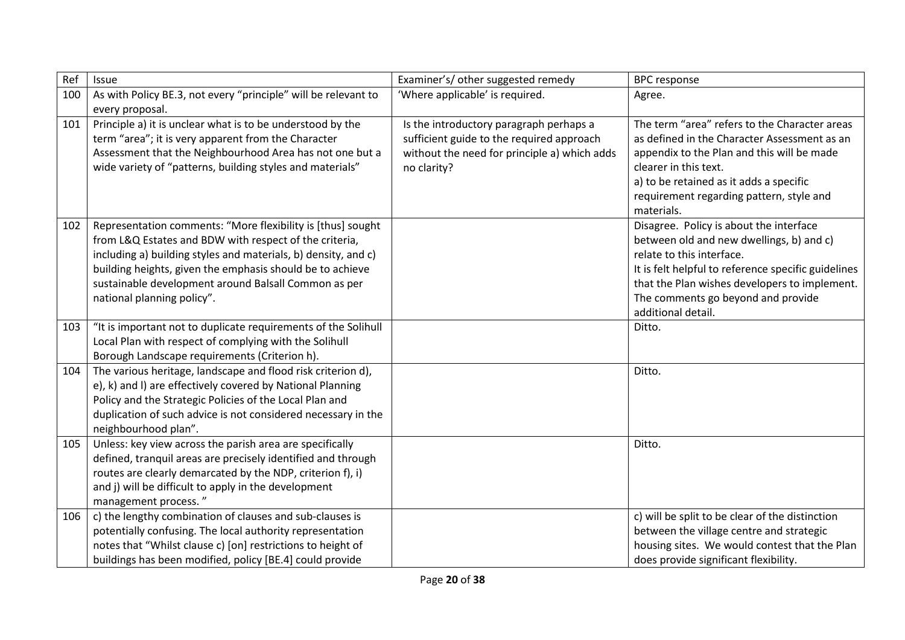| Ref | Issue | Examiner's/ other suggested remedy | BPC response |
|---|---|---|---|
| 100 | As with Policy BE.3, not every "principle" will be relevant to every proposal. | 'Where applicable' is required. | Agree. |
| 101 | Principle a) it is unclear what is to be understood by the term "area"; it is very apparent from the Character Assessment that the Neighbourhood Area has not one but a wide variety of "patterns, building styles and materials" | Is the introductory paragraph perhaps a sufficient guide to the required approach without the need for principle a) which adds no clarity? | The term "area" refers to the Character areas as defined in the Character Assessment as an appendix to the Plan and this will be made clearer in this text.<br>a) to be retained as it adds a specific requirement regarding pattern, style and materials. |
| 102 | Representation comments: "More flexibility is [thus] sought from L&Q Estates and BDW with respect of the criteria, including a) building styles and materials, b) density, and c) building heights, given the emphasis should be to achieve sustainable development around Balsall Common as per national planning policy". | | Disagree. Policy is about the interface between old and new dwellings, b) and c) relate to this interface.<br>It is felt helpful to reference specific guidelines that the Plan wishes developers to implement. The comments go beyond and provide additional detail. |
| 103 | "It is important not to duplicate requirements of the Solihull Local Plan with respect of complying with the Solihull Borough Landscape requirements (Criterion h). | | Ditto. |
| 104 | The various heritage, landscape and flood risk criterion d), e), k) and l) are effectively covered by National Planning Policy and the Strategic Policies of the Local Plan and duplication of such advice is not considered necessary in the neighbourhood plan". | | Ditto. |
| 105 | Unless: key view across the parish area are specifically defined, tranquil areas are precisely identified and through routes are clearly demarcated by the NDP, criterion f), i) and j) will be difficult to apply in the development management process. " | | Ditto. |
| 106 | c) the lengthy combination of clauses and sub-clauses is potentially confusing. The local authority representation notes that "Whilst clause c) [on] restrictions to height of buildings has been modified, policy [BE.4] could provide | | c) will be split to be clear of the distinction between the village centre and strategic housing sites. We would contest that the Plan does provide significant flexibility. |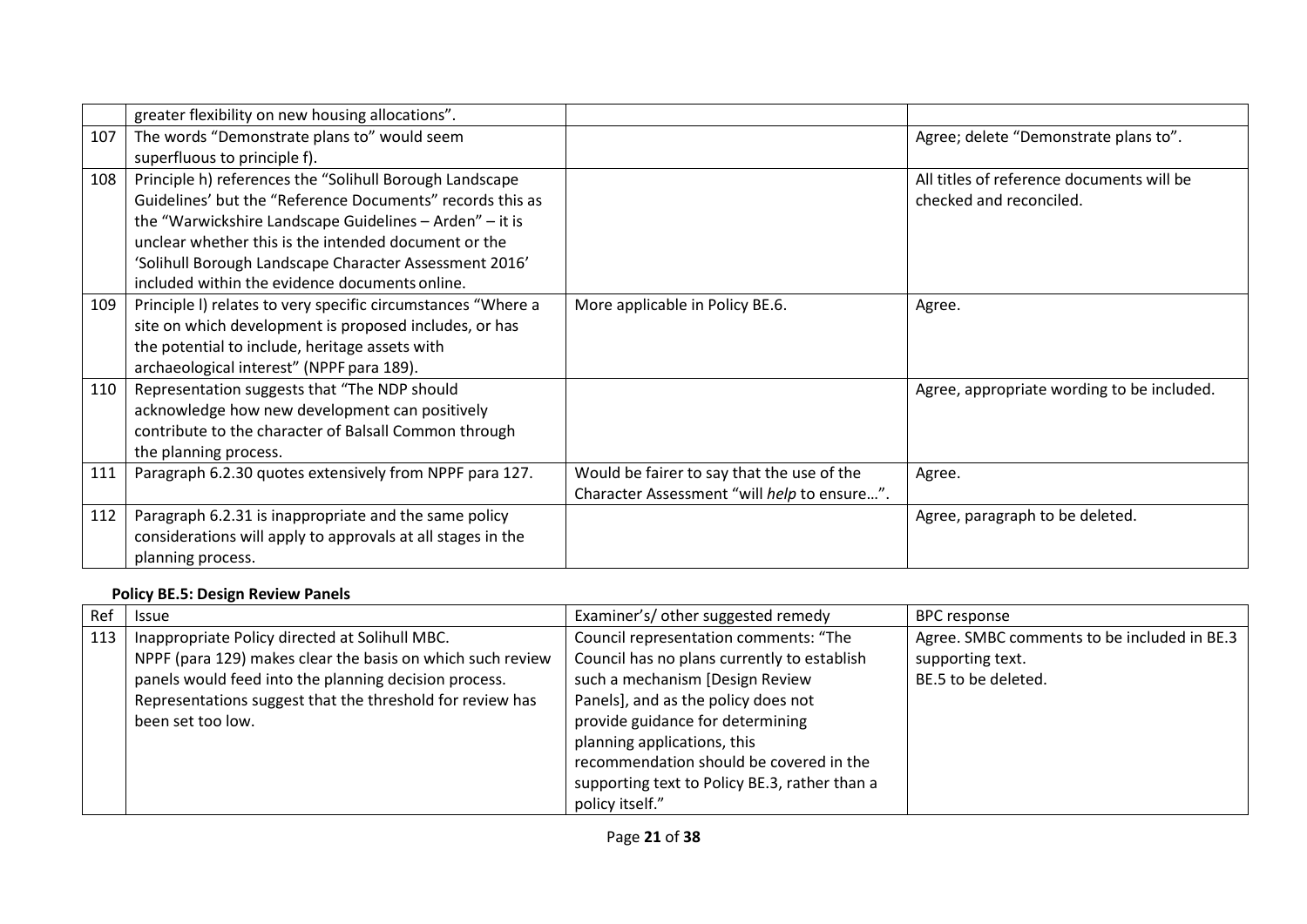| | greater flexibility on new housing allocations". | | |
|---|---|---|---|
| 107 | The words "Demonstrate plans to" would seem superfluous to principle f). | | Agree; delete "Demonstrate plans to". |
| 108 | Principle h) references the "Solihull Borough Landscape Guidelines' but the "Reference Documents" records this as the "Warwickshire Landscape Guidelines – Arden" – it is unclear whether this is the intended document or the 'Solihull Borough Landscape Character Assessment 2016' included within the evidence documents online. | | All titles of reference documents will be checked and reconciled. |
| 109 | Principle l) relates to very specific circumstances "Where a site on which development is proposed includes, or has the potential to include, heritage assets with archaeological interest" (NPPF para 189). | More applicable in Policy BE.6. | Agree. |
| 110 | Representation suggests that "The NDP should acknowledge how new development can positively contribute to the character of Balsall Common through the planning process. | | Agree, appropriate wording to be included. |
| 111 | Paragraph 6.2.30 quotes extensively from NPPF para 127. | Would be fairer to say that the use of the Character Assessment "will *help* to ensure…". | Agree. |
| 112 | Paragraph 6.2.31 is inappropriate and the same policy considerations will apply to approvals at all stages in the planning process. | | Agree, paragraph to be deleted. |

**Policy BE.5: Design Review Panels**

| Ref | Issue | Examiner's/ other suggested remedy | BPC response |
|---|---|---|---|
| 113 | Inappropriate Policy directed at Solihull MBC.<br>NPPF (para 129) makes clear the basis on which such review panels would feed into the planning decision process.<br>Representations suggest that the threshold for review has been set too low. | Council representation comments: "The Council has no plans currently to establish such a mechanism [Design Review Panels], and as the policy does not provide guidance for determining planning applications, this recommendation should be covered in the supporting text to Policy BE.3, rather than a policy itself." | Agree. SMBC comments to be included in BE.3 supporting text.<br>BE.5 to be deleted. |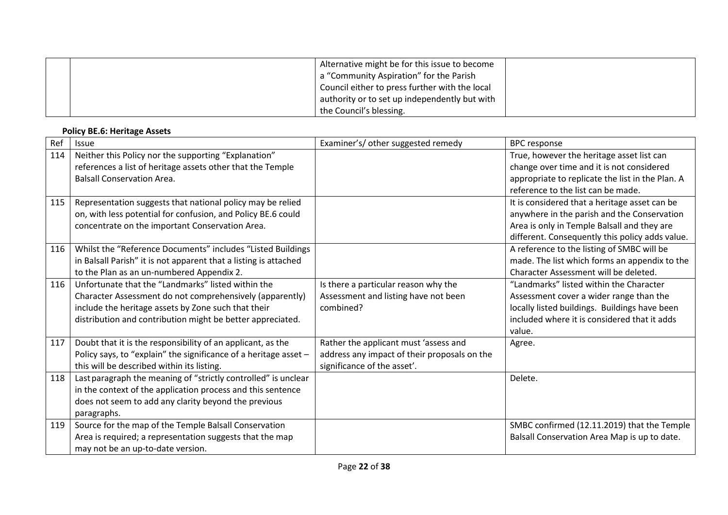| | | | |
|---|---|---|---|
| | | Alternative might be for this issue to become a "Community Aspiration" for the Parish Council either to press further with the local authority or to set up independently but with the Council's blessing. | |

**Policy BE.6: Heritage Assets**

| Ref | Issue | Examiner's/ other suggested remedy | BPC response |
|---|---|---|---|
| 114 | Neither this Policy nor the supporting "Explanation" references a list of heritage assets other that the Temple Balsall Conservation Area. | | True, however the heritage asset list can change over time and it is not considered appropriate to replicate the list in the Plan. A reference to the list can be made. |
| 115 | Representation suggests that national policy may be relied on, with less potential for confusion, and Policy BE.6 could concentrate on the important Conservation Area. | | It is considered that a heritage asset can be anywhere in the parish and the Conservation Area is only in Temple Balsall and they are different. Consequently this policy adds value. |
| 116 | Whilst the "Reference Documents" includes "Listed Buildings in Balsall Parish" it is not apparent that a listing is attached to the Plan as an un-numbered Appendix 2. | | A reference to the listing of SMBC will be made. The list which forms an appendix to the Character Assessment will be deleted. |
| 116 | Unfortunate that the "Landmarks" listed within the Character Assessment do not comprehensively (apparently) include the heritage assets by Zone such that their distribution and contribution might be better appreciated. | Is there a particular reason why the Assessment and listing have not been combined? | "Landmarks" listed within the Character Assessment cover a wider range than the locally listed buildings. Buildings have been included where it is considered that it adds value. |
| 117 | Doubt that it is the responsibility of an applicant, as the Policy says, to "explain" the significance of a heritage asset – this will be described within its listing. | Rather the applicant must 'assess and address any impact of their proposals on the significance of the asset'. | Agree. |
| 118 | Last paragraph the meaning of "strictly controlled" is unclear in the context of the application process and this sentence does not seem to add any clarity beyond the previous paragraphs. | | Delete. |
| 119 | Source for the map of the Temple Balsall Conservation Area is required; a representation suggests that the map may not be an up-to-date version. | | SMBC confirmed (12.11.2019) that the Temple Balsall Conservation Area Map is up to date. |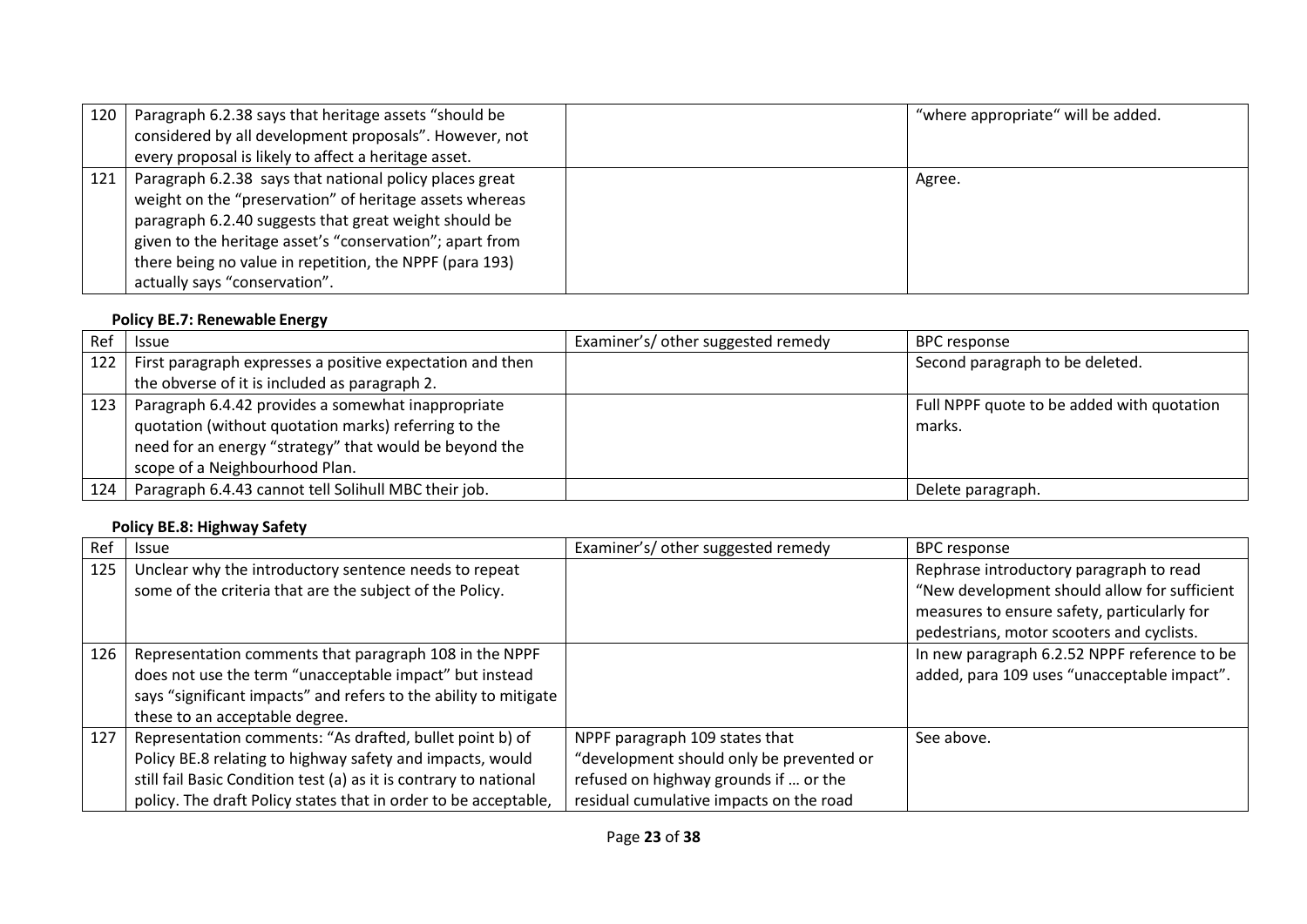| Ref | Issue | Examiner's/ other suggested remedy | BPC response |
|---|---|---|---|
| 120 | Paragraph 6.2.38 says that heritage assets "should be considered by all development proposals". However, not every proposal is likely to affect a heritage asset. | | "where appropriate" will be added. |
| 121 | Paragraph 6.2.38 says that national policy places great weight on the "preservation" of heritage assets whereas paragraph 6.2.40 suggests that great weight should be given to the heritage asset's "conservation"; apart from there being no value in repetition, the NPPF (para 193) actually says "conservation". | | Agree. |

**Policy BE.7: Renewable Energy**

| Ref | Issue | Examiner's/ other suggested remedy | BPC response |
|---|---|---|---|
| 122 | First paragraph expresses a positive expectation and then the obverse of it is included as paragraph 2. | | Second paragraph to be deleted. |
| 123 | Paragraph 6.4.42 provides a somewhat inappropriate quotation (without quotation marks) referring to the need for an energy "strategy" that would be beyond the scope of a Neighbourhood Plan. | | Full NPPF quote to be added with quotation marks. |
| 124 | Paragraph 6.4.43 cannot tell Solihull MBC their job. | | Delete paragraph. |

**Policy BE.8: Highway Safety**

| Ref | Issue | Examiner's/ other suggested remedy | BPC response |
|---|---|---|---|
| 125 | Unclear why the introductory sentence needs to repeat some of the criteria that are the subject of the Policy. | | Rephrase introductory paragraph to read "New development should allow for sufficient measures to ensure safety, particularly for pedestrians, motor scooters and cyclists. |
| 126 | Representation comments that paragraph 108 in the NPPF does not use the term "unacceptable impact" but instead says "significant impacts" and refers to the ability to mitigate these to an acceptable degree. | | In new paragraph 6.2.52 NPPF reference to be added, para 109 uses "unacceptable impact". |
| 127 | Representation comments: "As drafted, bullet point b) of Policy BE.8 relating to highway safety and impacts, would still fail Basic Condition test (a) as it is contrary to national policy. The draft Policy states that in order to be acceptable, | NPPF paragraph 109 states that "development should only be prevented or refused on highway grounds if … or the residual cumulative impacts on the road | See above. |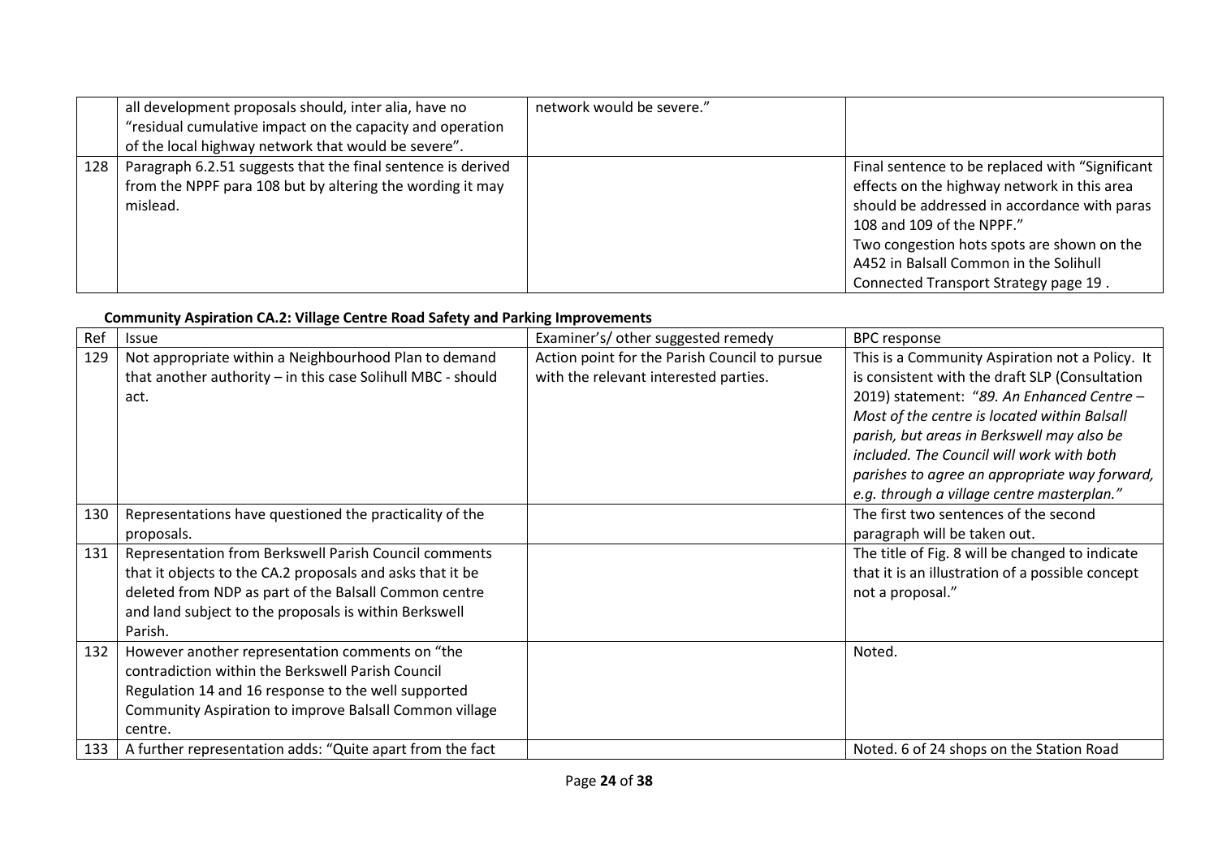|  | all development proposals should, inter alia, have no "residual cumulative impact on the capacity and operation of the local highway network that would be severe". | network would be severe." |  |
|---|---|---|---|
| 128 | Paragraph 6.2.51 suggests that the final sentence is derived from the NPPF para 108 but by altering the wording it may mislead. |  | Final sentence to be replaced with "Significant effects on the highway network in this area should be addressed in accordance with paras 108 and 109 of the NPPF." Two congestion hots spots are shown on the A452 in Balsall Common in the Solihull Connected Transport Strategy page 19 . |

**Community Aspiration CA.2: Village Centre Road Safety and Parking Improvements**

| Ref | Issue | Examiner's/ other suggested remedy | BPC response |
|---|---|---|---|
| 129 | Not appropriate within a Neighbourhood Plan to demand that another authority – in this case Solihull MBC - should act. | Action point for the Parish Council to pursue with the relevant interested parties. | This is a Community Aspiration not a Policy. It is consistent with the draft SLP (Consultation 2019) statement: *"89. An Enhanced Centre – Most of the centre is located within Balsall parish, but areas in Berkswell may also be included. The Council will work with both parishes to agree an appropriate way forward, e.g. through a village centre masterplan."* |
| 130 | Representations have questioned the practicality of the proposals. |  | The first two sentences of the second paragraph will be taken out. |
| 131 | Representation from Berkswell Parish Council comments that it objects to the CA.2 proposals and asks that it be deleted from NDP as part of the Balsall Common centre and land subject to the proposals is within Berkswell Parish. |  | The title of Fig. 8 will be changed to indicate that it is an illustration of a possible concept not a proposal." |
| 132 | However another representation comments on "the contradiction within the Berkswell Parish Council Regulation 14 and 16 response to the well supported Community Aspiration to improve Balsall Common village centre. |  | Noted. |
| 133 | A further representation adds: "Quite apart from the fact |  | Noted. 6 of 24 shops on the Station Road |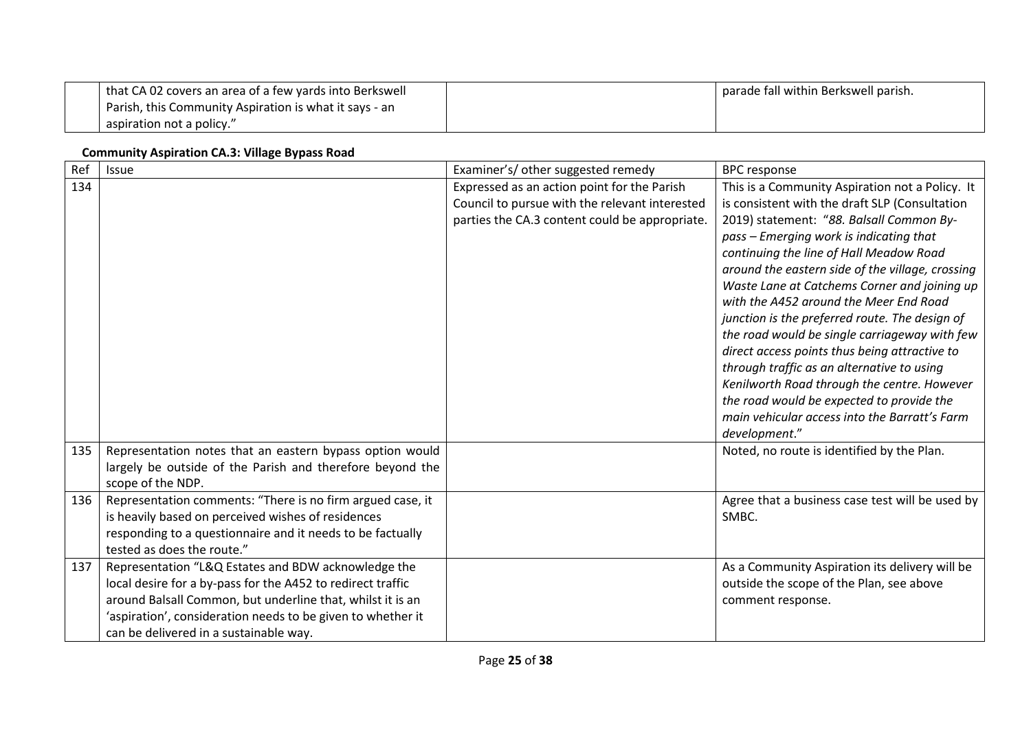| | | | |
|---|---|---|---|
| | that CA 02 covers an area of a few yards into Berkswell Parish, this Community Aspiration is what it says - an aspiration not a policy." | | parade fall within Berkswell parish. |

**Community Aspiration CA.3: Village Bypass Road**

| Ref | Issue | Examiner's/ other suggested remedy | BPC response |
|---|---|---|---|
| 134 | | Expressed as an action point for the Parish Council to pursue with the relevant interested parties the CA.3 content could be appropriate. | This is a Community Aspiration not a Policy. It is consistent with the draft SLP (Consultation 2019) statement: "*88. Balsall Common By-pass – Emerging work is indicating that continuing the line of Hall Meadow Road around the eastern side of the village, crossing Waste Lane at Catchems Corner and joining up with the A452 around the Meer End Road junction is the preferred route. The design of the road would be single carriageway with few direct access points thus being attractive to through traffic as an alternative to using Kenilworth Road through the centre. However the road would be expected to provide the main vehicular access into the Barratt's Farm development*." |
| 135 | Representation notes that an eastern bypass option would largely be outside of the Parish and therefore beyond the scope of the NDP. | | Noted, no route is identified by the Plan. |
| 136 | Representation comments: "There is no firm argued case, it is heavily based on perceived wishes of residences responding to a questionnaire and it needs to be factually tested as does the route." | | Agree that a business case test will be used by SMBC. |
| 137 | Representation "L&Q Estates and BDW acknowledge the local desire for a by-pass for the A452 to redirect traffic around Balsall Common, but underline that, whilst it is an 'aspiration', consideration needs to be given to whether it can be delivered in a sustainable way. | | As a Community Aspiration its delivery will be outside the scope of the Plan, see above comment response. |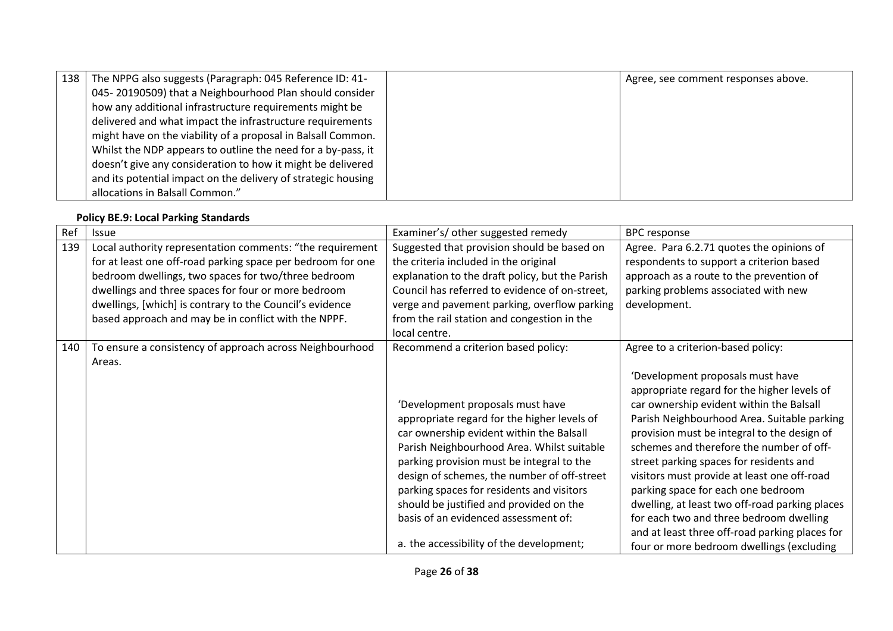| | | | |
|---|---|---|---|
| 138 | The NPPG also suggests (Paragraph: 045 Reference ID: 41-045- 20190509) that a Neighbourhood Plan should consider how any additional infrastructure requirements might be delivered and what impact the infrastructure requirements might have on the viability of a proposal in Balsall Common. Whilst the NDP appears to outline the need for a by-pass, it doesn't give any consideration to how it might be delivered and its potential impact on the delivery of strategic housing allocations in Balsall Common." | | Agree, see comment responses above. |

**Policy BE.9: Local Parking Standards**

| Ref | Issue | Examiner's/ other suggested remedy | BPC response |
|---|---|---|---|
| 139 | Local authority representation comments: "the requirement for at least one off-road parking space per bedroom for one bedroom dwellings, two spaces for two/three bedroom dwellings and three spaces for four or more bedroom dwellings, [which] is contrary to the Council's evidence based approach and may be in conflict with the NPPF. | Suggested that provision should be based on the criteria included in the original explanation to the draft policy, but the Parish Council has referred to evidence of on-street, verge and pavement parking, overflow parking from the rail station and congestion in the local centre. | Agree. Para 6.2.71 quotes the opinions of respondents to support a criterion based approach as a route to the prevention of parking problems associated with new development. |
| 140 | To ensure a consistency of approach across Neighbourhood Areas. | Recommend a criterion based policy:<br><br>'Development proposals must have appropriate regard for the higher levels of car ownership evident within the Balsall Parish Neighbourhood Area. Whilst suitable parking provision must be integral to the design of schemes, the number of off-street parking spaces for residents and visitors should be justified and provided on the basis of an evidenced assessment of:<br><br>a. the accessibility of the development; | Agree to a criterion-based policy:<br><br>'Development proposals must have appropriate regard for the higher levels of car ownership evident within the Balsall Parish Neighbourhood Area. Suitable parking provision must be integral to the design of schemes and therefore the number of off-street parking spaces for residents and visitors must provide at least one off-road parking space for each one bedroom dwelling, at least two off-road parking places for each two and three bedroom dwelling and at least three off-road parking places for four or more bedroom dwellings (excluding |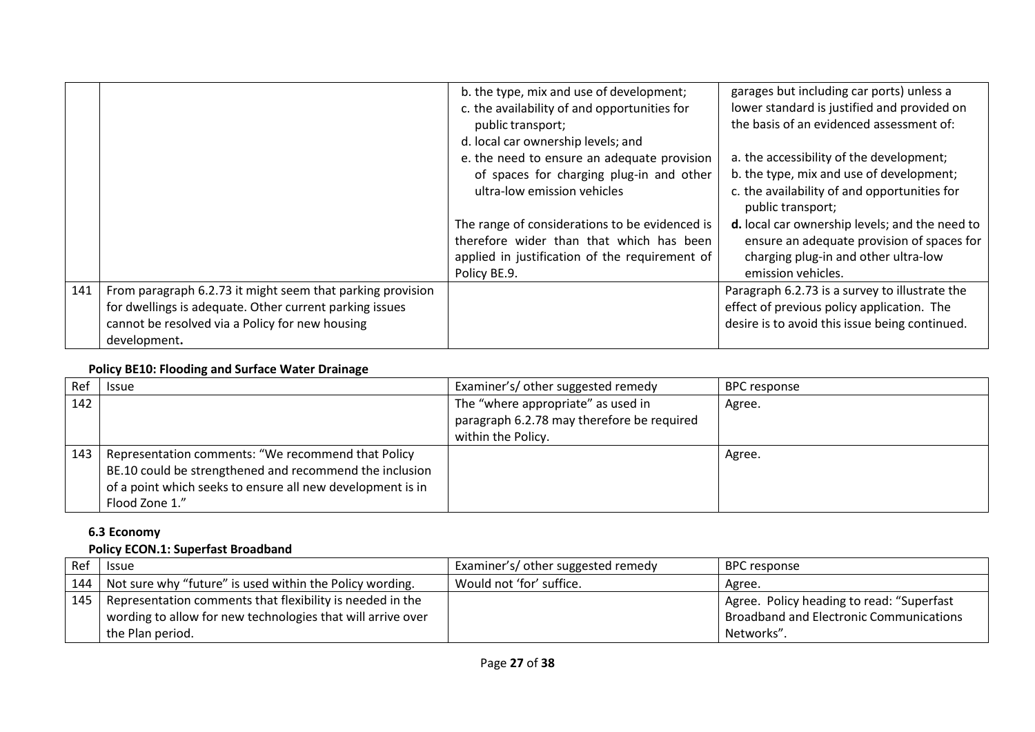| Ref | Issue | Examiner's/ other suggested remedy | BPC response |
|---|---|---|---|
| | | b. the type, mix and use of development;<br>c. the availability of and opportunities for public transport;<br>d. local car ownership levels; and<br>e. the need to ensure an adequate provision of spaces for charging plug-in and other ultra-low emission vehicles<br><br>The range of considerations to be evidenced is therefore wider than that which has been applied in justification of the requirement of Policy BE.9. | garages but including car ports) unless a lower standard is justified and provided on the basis of an evidenced assessment of:<br><br>a. the accessibility of the development;<br>b. the type, mix and use of development;<br>c. the availability of and opportunities for public transport;<br>**d.** local car ownership levels; and the need to ensure an adequate provision of spaces for charging plug-in and other ultra-low emission vehicles. |
| 141 | From paragraph 6.2.73 it might seem that parking provision for dwellings is adequate. Other current parking issues cannot be resolved via a Policy for new housing development**.** | | Paragraph 6.2.73 is a survey to illustrate the effect of previous policy application. The desire is to avoid this issue being continued. |

**Policy BE10: Flooding and Surface Water Drainage**

| Ref | Issue | Examiner's/ other suggested remedy | BPC response |
|---|---|---|---|
| 142 | | The "where appropriate" as used in paragraph 6.2.78 may therefore be required within the Policy. | Agree. |
| 143 | Representation comments: "We recommend that Policy BE.10 could be strengthened and recommend the inclusion of a point which seeks to ensure all new development is in Flood Zone 1." | | Agree. |

### 6.3 Economy

**Policy ECON.1: Superfast Broadband**

| Ref | Issue | Examiner's/ other suggested remedy | BPC response |
|---|---|---|---|
| 144 | Not sure why "future" is used within the Policy wording. | Would not 'for' suffice. | Agree. |
| 145 | Representation comments that flexibility is needed in the wording to allow for new technologies that will arrive over the Plan period. | | Agree. Policy heading to read: "Superfast Broadband and Electronic Communications Networks". |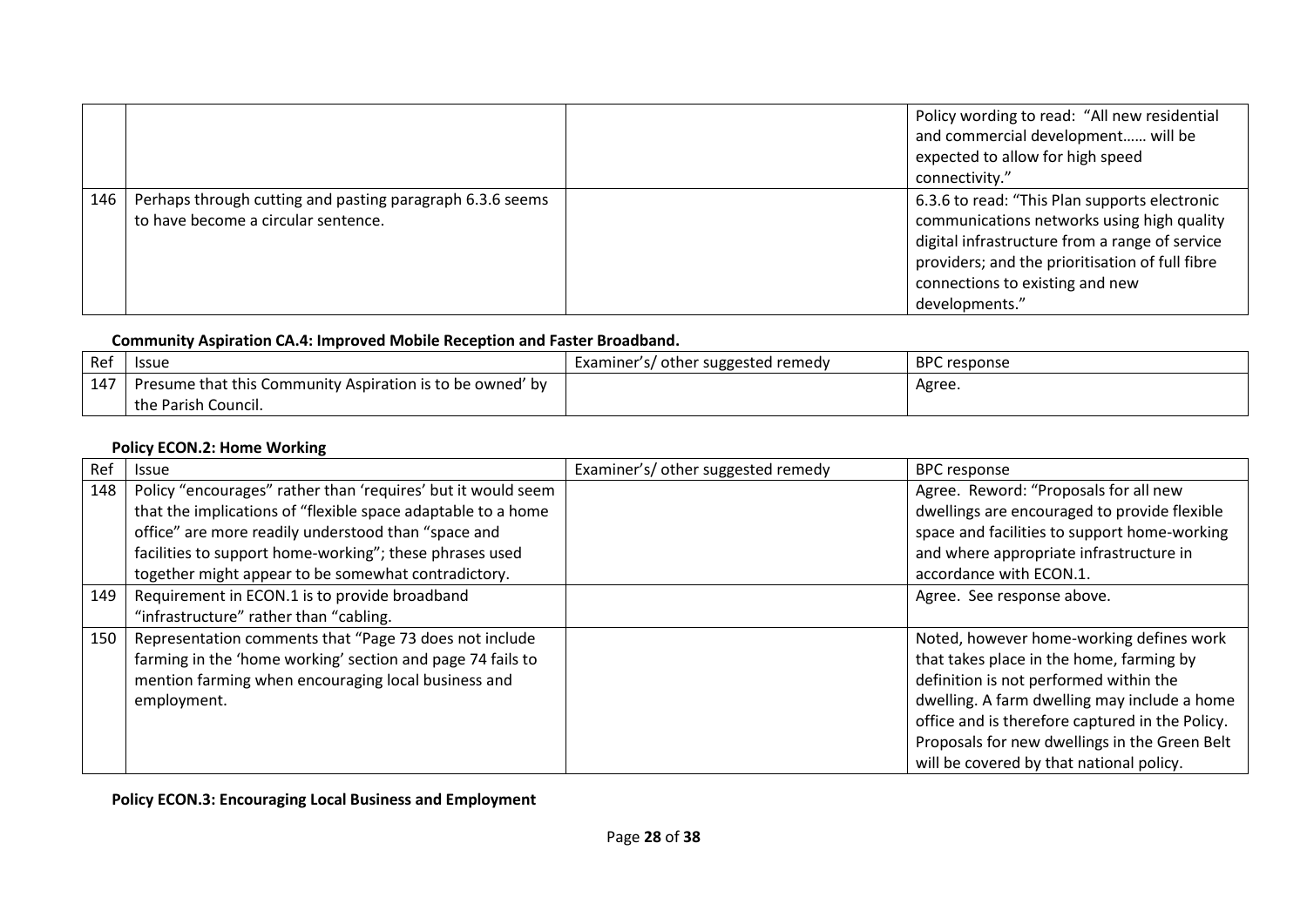| | | | |
|---|---|---|---|
| | | | Policy wording to read: "All new residential and commercial development…… will be expected to allow for high speed connectivity." |
| 146 | Perhaps through cutting and pasting paragraph 6.3.6 seems to have become a circular sentence. | | 6.3.6 to read: "This Plan supports electronic communications networks using high quality digital infrastructure from a range of service providers; and the prioritisation of full fibre connections to existing and new developments." |

**Community Aspiration CA.4: Improved Mobile Reception and Faster Broadband.**

| Ref | Issue | Examiner's/ other suggested remedy | BPC response |
|---|---|---|---|
| 147 | Presume that this Community Aspiration is to be owned' by the Parish Council. | | Agree. |

**Policy ECON.2: Home Working**

| Ref | Issue | Examiner's/ other suggested remedy | BPC response |
|---|---|---|---|
| 148 | Policy "encourages" rather than 'requires' but it would seem that the implications of "flexible space adaptable to a home office" are more readily understood than "space and facilities to support home-working"; these phrases used together might appear to be somewhat contradictory. | | Agree. Reword: "Proposals for all new dwellings are encouraged to provide flexible space and facilities to support home-working and where appropriate infrastructure in accordance with ECON.1. |
| 149 | Requirement in ECON.1 is to provide broadband "infrastructure" rather than "cabling. | | Agree. See response above. |
| 150 | Representation comments that "Page 73 does not include farming in the 'home working' section and page 74 fails to mention farming when encouraging local business and employment. | | Noted, however home-working defines work that takes place in the home, farming by definition is not performed within the dwelling. A farm dwelling may include a home office and is therefore captured in the Policy. Proposals for new dwellings in the Green Belt will be covered by that national policy. |

**Policy ECON.3: Encouraging Local Business and Employment**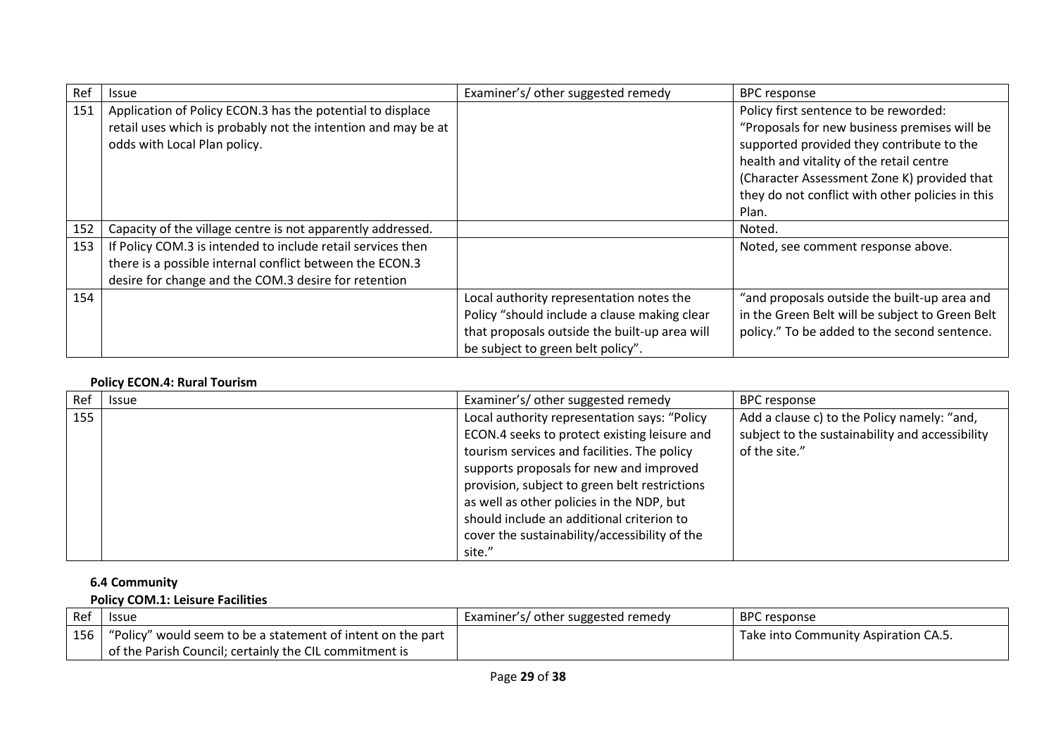| Ref | Issue | Examiner's/ other suggested remedy | BPC response |
|---|---|---|---|
| 151 | Application of Policy ECON.3 has the potential to displace retail uses which is probably not the intention and may be at odds with Local Plan policy. | | Policy first sentence to be reworded: "Proposals for new business premises will be supported provided they contribute to the health and vitality of the retail centre (Character Assessment Zone K) provided that they do not conflict with other policies in this Plan. |
| 152 | Capacity of the village centre is not apparently addressed. | | Noted. |
| 153 | If Policy COM.3 is intended to include retail services then there is a possible internal conflict between the ECON.3 desire for change and the COM.3 desire for retention | | Noted, see comment response above. |
| 154 | | Local authority representation notes the Policy "should include a clause making clear that proposals outside the built-up area will be subject to green belt policy". | "and proposals outside the built-up area and in the Green Belt will be subject to Green Belt policy." To be added to the second sentence. |

**Policy ECON.4: Rural Tourism**

| Ref | Issue | Examiner's/ other suggested remedy | BPC response |
|---|---|---|---|
| 155 | | Local authority representation says: "Policy ECON.4 seeks to protect existing leisure and tourism services and facilities. The policy supports proposals for new and improved provision, subject to green belt restrictions as well as other policies in the NDP, but should include an additional criterion to cover the sustainability/accessibility of the site." | Add a clause c) to the Policy namely: "and, subject to the sustainability and accessibility of the site." |

### 6.4 Community

**Policy COM.1: Leisure Facilities**

| Ref | Issue | Examiner's/ other suggested remedy | BPC response |
|---|---|---|---|
| 156 | "Policy" would seem to be a statement of intent on the part of the Parish Council; certainly the CIL commitment is | | Take into Community Aspiration CA.5. |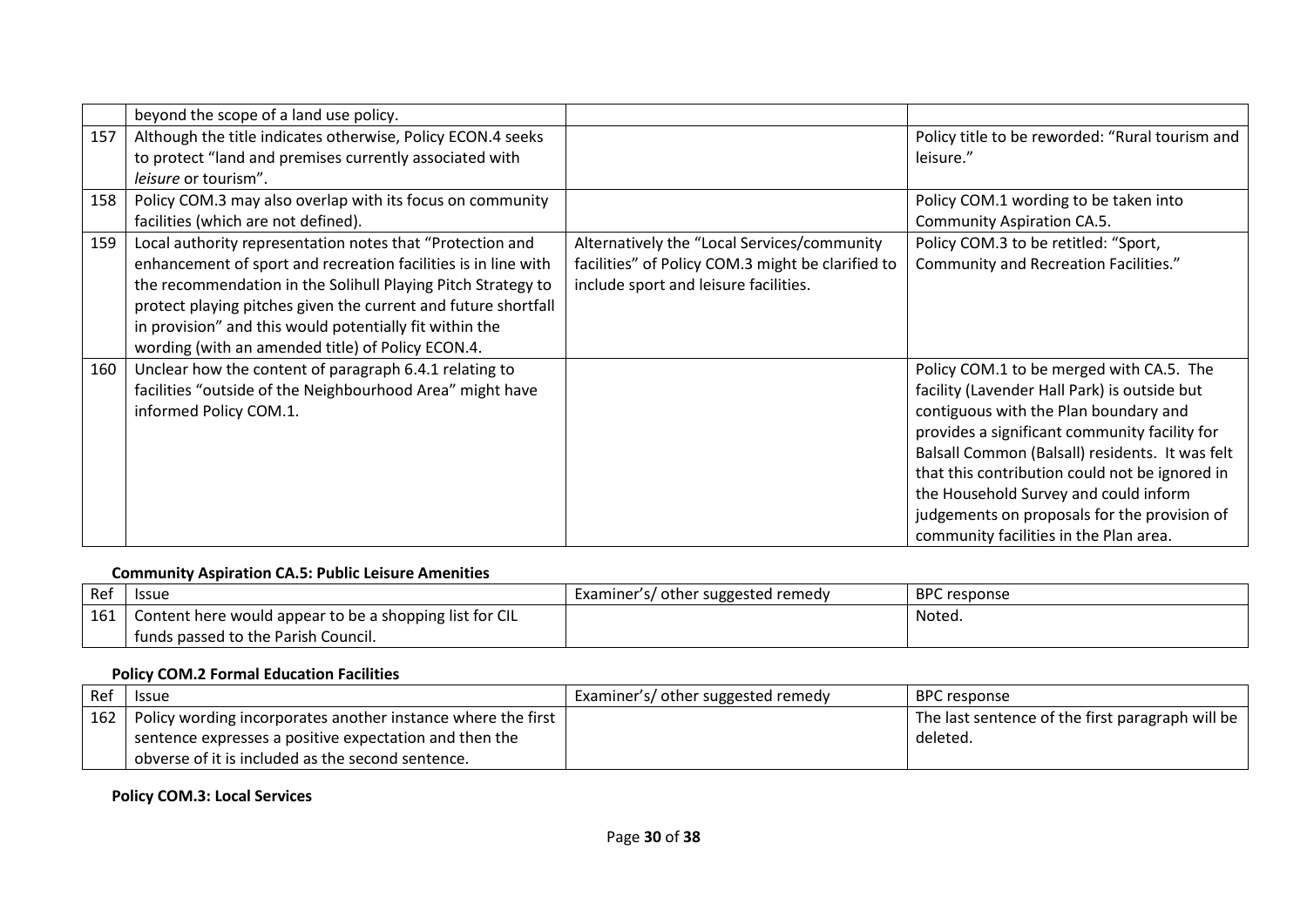| Ref | Issue | Examiner's/ other suggested remedy | BPC response |
|---|---|---|---|
| | beyond the scope of a land use policy. | | |
| 157 | Although the title indicates otherwise, Policy ECON.4 seeks to protect "land and premises currently associated with *leisure* or tourism". | | Policy title to be reworded: "Rural tourism and leisure." |
| 158 | Policy COM.3 may also overlap with its focus on community facilities (which are not defined). | | Policy COM.1 wording to be taken into Community Aspiration CA.5. |
| 159 | Local authority representation notes that "Protection and enhancement of sport and recreation facilities is in line with the recommendation in the Solihull Playing Pitch Strategy to protect playing pitches given the current and future shortfall in provision" and this would potentially fit within the wording (with an amended title) of Policy ECON.4. | Alternatively the "Local Services/community facilities" of Policy COM.3 might be clarified to include sport and leisure facilities. | Policy COM.3 to be retitled: "Sport, Community and Recreation Facilities." |
| 160 | Unclear how the content of paragraph 6.4.1 relating to facilities "outside of the Neighbourhood Area" might have informed Policy COM.1. | | Policy COM.1 to be merged with CA.5. The facility (Lavender Hall Park) is outside but contiguous with the Plan boundary and provides a significant community facility for Balsall Common (Balsall) residents. It was felt that this contribution could not be ignored in the Household Survey and could inform judgements on proposals for the provision of community facilities in the Plan area. |

**Community Aspiration CA.5: Public Leisure Amenities**

| Ref | Issue | Examiner's/ other suggested remedy | BPC response |
|---|---|---|---|
| 161 | Content here would appear to be a shopping list for CIL funds passed to the Parish Council. | | Noted. |

**Policy COM.2 Formal Education Facilities**

| Ref | Issue | Examiner's/ other suggested remedy | BPC response |
|---|---|---|---|
| 162 | Policy wording incorporates another instance where the first sentence expresses a positive expectation and then the obverse of it is included as the second sentence. | | The last sentence of the first paragraph will be deleted. |

**Policy COM.3: Local Services**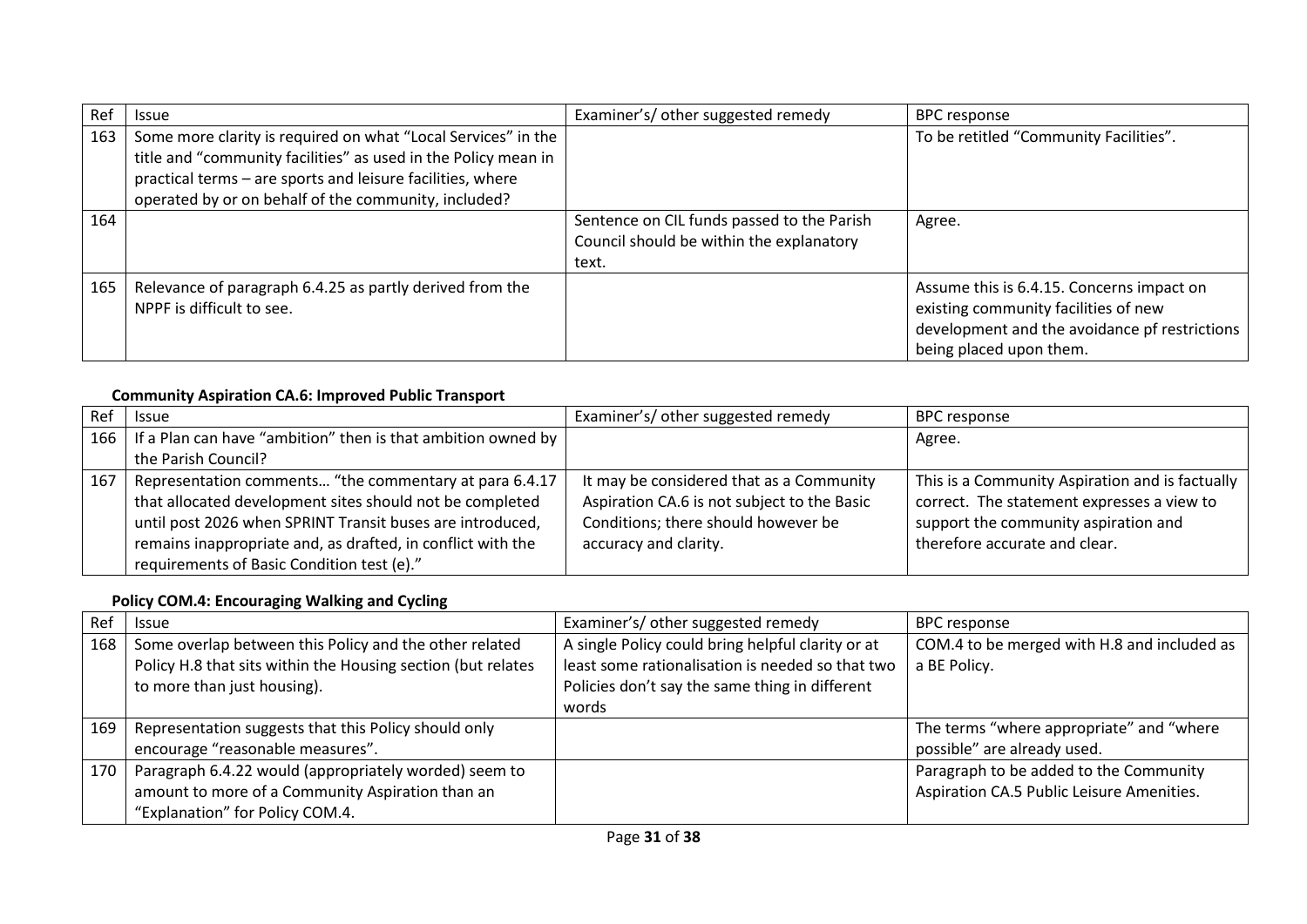| Ref | Issue | Examiner's/ other suggested remedy | BPC response |
|---|---|---|---|
| 163 | Some more clarity is required on what "Local Services" in the title and "community facilities" as used in the Policy mean in practical terms – are sports and leisure facilities, where operated by or on behalf of the community, included? | | To be retitled "Community Facilities". |
| 164 | | Sentence on CIL funds passed to the Parish Council should be within the explanatory text. | Agree. |
| 165 | Relevance of paragraph 6.4.25 as partly derived from the NPPF is difficult to see. | | Assume this is 6.4.15. Concerns impact on existing community facilities of new development and the avoidance pf restrictions being placed upon them. |

**Community Aspiration CA.6: Improved Public Transport**

| Ref | Issue | Examiner's/ other suggested remedy | BPC response |
|---|---|---|---|
| 166 | If a Plan can have "ambition" then is that ambition owned by the Parish Council? | | Agree. |
| 167 | Representation comments… "the commentary at para 6.4.17 that allocated development sites should not be completed until post 2026 when SPRINT Transit buses are introduced, remains inappropriate and, as drafted, in conflict with the requirements of Basic Condition test (e)." | It may be considered that as a Community Aspiration CA.6 is not subject to the Basic Conditions; there should however be accuracy and clarity. | This is a Community Aspiration and is factually correct. The statement expresses a view to support the community aspiration and therefore accurate and clear. |

**Policy COM.4: Encouraging Walking and Cycling**

| Ref | Issue | Examiner's/ other suggested remedy | BPC response |
|---|---|---|---|
| 168 | Some overlap between this Policy and the other related Policy H.8 that sits within the Housing section (but relates to more than just housing). | A single Policy could bring helpful clarity or at least some rationalisation is needed so that two Policies don't say the same thing in different words | COM.4 to be merged with H.8 and included as a BE Policy. |
| 169 | Representation suggests that this Policy should only encourage "reasonable measures". | | The terms "where appropriate" and "where possible" are already used. |
| 170 | Paragraph 6.4.22 would (appropriately worded) seem to amount to more of a Community Aspiration than an "Explanation" for Policy COM.4. | | Paragraph to be added to the Community Aspiration CA.5 Public Leisure Amenities. |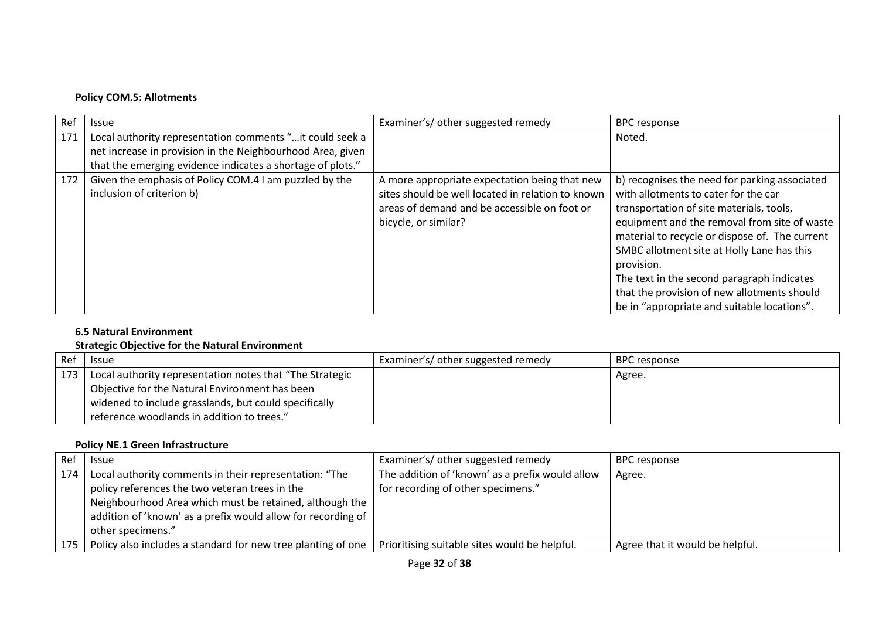### Policy COM.5: Allotments

| Ref | Issue | Examiner's/ other suggested remedy | BPC response |
|---|---|---|---|
| 171 | Local authority representation comments "…it could seek a net increase in provision in the Neighbourhood Area, given that the emerging evidence indicates a shortage of plots." | | Noted. |
| 172 | Given the emphasis of Policy COM.4 I am puzzled by the inclusion of criterion b) | A more appropriate expectation being that new sites should be well located in relation to known areas of demand and be accessible on foot or bicycle, or similar? | b) recognises the need for parking associated with allotments to cater for the car transportation of site materials, tools, equipment and the removal from site of waste material to recycle or dispose of. The current SMBC allotment site at Holly Lane has this provision.<br>The text in the second paragraph indicates that the provision of new allotments should be in "appropriate and suitable locations". |

### 6.5 Natural Environment

### Strategic Objective for the Natural Environment

| Ref | Issue | Examiner's/ other suggested remedy | BPC response |
|---|---|---|---|
| 173 | Local authority representation notes that "The Strategic Objective for the Natural Environment has been widened to include grasslands, but could specifically reference woodlands in addition to trees." | | Agree. |

### Policy NE.1 Green Infrastructure

| Ref | Issue | Examiner's/ other suggested remedy | BPC response |
|---|---|---|---|
| 174 | Local authority comments in their representation: "The policy references the two veteran trees in the Neighbourhood Area which must be retained, although the addition of 'known' as a prefix would allow for recording of other specimens." | The addition of 'known' as a prefix would allow for recording of other specimens." | Agree. |
| 175 | Policy also includes a standard for new tree planting of one | Prioritising suitable sites would be helpful. | Agree that it would be helpful. |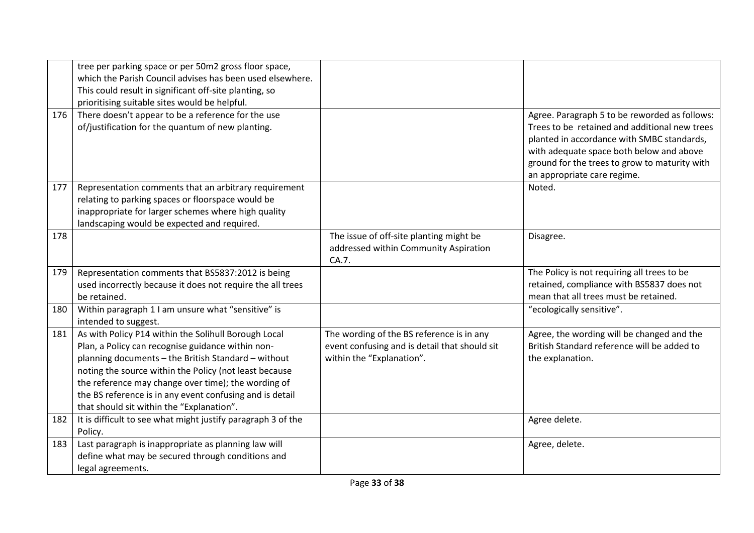| | | | |
|---|---|---|---|
| | tree per parking space or per 50m2 gross floor space, which the Parish Council advises has been used elsewhere. This could result in significant off-site planting, so prioritising suitable sites would be helpful. | | |
| 176 | There doesn't appear to be a reference for the use of/justification for the quantum of new planting. | | Agree. Paragraph 5 to be reworded as follows: Trees to be retained and additional new trees planted in accordance with SMBC standards, with adequate space both below and above ground for the trees to grow to maturity with an appropriate care regime. |
| 177 | Representation comments that an arbitrary requirement relating to parking spaces or floorspace would be inappropriate for larger schemes where high quality landscaping would be expected and required. | | Noted. |
| 178 | | The issue of off-site planting might be addressed within Community Aspiration CA.7. | Disagree. |
| 179 | Representation comments that BS5837:2012 is being used incorrectly because it does not require the all trees be retained. | | The Policy is not requiring all trees to be retained, compliance with BS5837 does not mean that all trees must be retained. |
| 180 | Within paragraph 1 I am unsure what "sensitive" is intended to suggest. | | "ecologically sensitive". |
| 181 | As with Policy P14 within the Solihull Borough Local Plan, a Policy can recognise guidance within non-planning documents – the British Standard – without noting the source within the Policy (not least because the reference may change over time); the wording of the BS reference is in any event confusing and is detail that should sit within the "Explanation". | The wording of the BS reference is in any event confusing and is detail that should sit within the "Explanation". | Agree, the wording will be changed and the British Standard reference will be added to the explanation. |
| 182 | It is difficult to see what might justify paragraph 3 of the Policy. | | Agree delete. |
| 183 | Last paragraph is inappropriate as planning law will define what may be secured through conditions and legal agreements. | | Agree, delete. |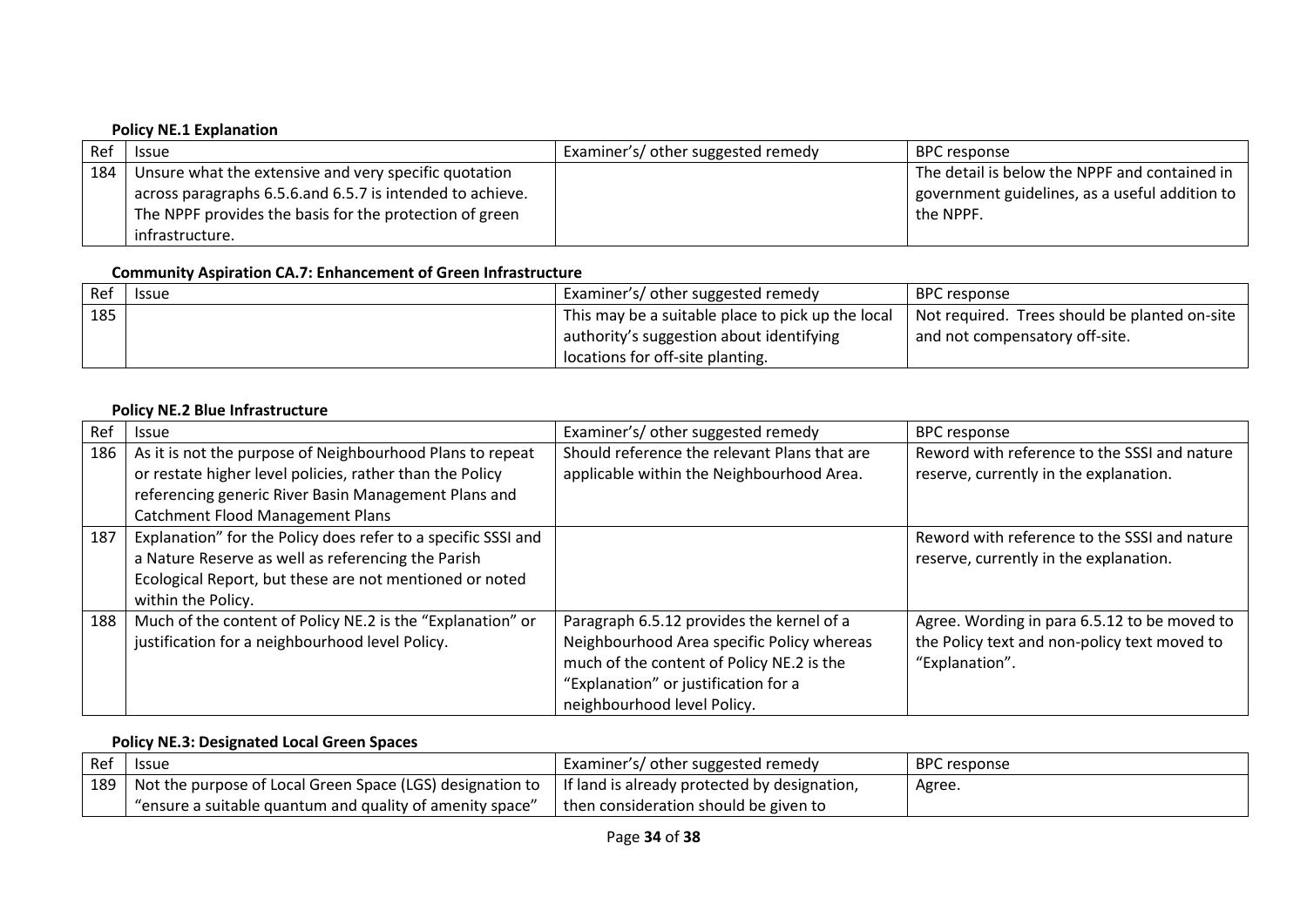**Policy NE.1 Explanation**

| Ref | Issue | Examiner's/ other suggested remedy | BPC response |
|---|---|---|---|
| 184 | Unsure what the extensive and very specific quotation across paragraphs 6.5.6.and 6.5.7 is intended to achieve. The NPPF provides the basis for the protection of green infrastructure. | | The detail is below the NPPF and contained in government guidelines, as a useful addition to the NPPF. |

**Community Aspiration CA.7: Enhancement of Green Infrastructure**

| Ref | Issue | Examiner's/ other suggested remedy | BPC response |
|---|---|---|---|
| 185 | | This may be a suitable place to pick up the local authority's suggestion about identifying locations for off-site planting. | Not required. Trees should be planted on-site and not compensatory off-site. |

**Policy NE.2 Blue Infrastructure**

| Ref | Issue | Examiner's/ other suggested remedy | BPC response |
|---|---|---|---|
| 186 | As it is not the purpose of Neighbourhood Plans to repeat or restate higher level policies, rather than the Policy referencing generic River Basin Management Plans and Catchment Flood Management Plans | Should reference the relevant Plans that are applicable within the Neighbourhood Area. | Reword with reference to the SSSI and nature reserve, currently in the explanation. |
| 187 | Explanation" for the Policy does refer to a specific SSSI and a Nature Reserve as well as referencing the Parish Ecological Report, but these are not mentioned or noted within the Policy. | | Reword with reference to the SSSI and nature reserve, currently in the explanation. |
| 188 | Much of the content of Policy NE.2 is the "Explanation" or justification for a neighbourhood level Policy. | Paragraph 6.5.12 provides the kernel of a Neighbourhood Area specific Policy whereas much of the content of Policy NE.2 is the "Explanation" or justification for a neighbourhood level Policy. | Agree. Wording in para 6.5.12 to be moved to the Policy text and non-policy text moved to "Explanation". |

**Policy NE.3: Designated Local Green Spaces**

| Ref | Issue | Examiner's/ other suggested remedy | BPC response |
|---|---|---|---|
| 189 | Not the purpose of Local Green Space (LGS) designation to "ensure a suitable quantum and quality of amenity space" | If land is already protected by designation, then consideration should be given to | Agree. |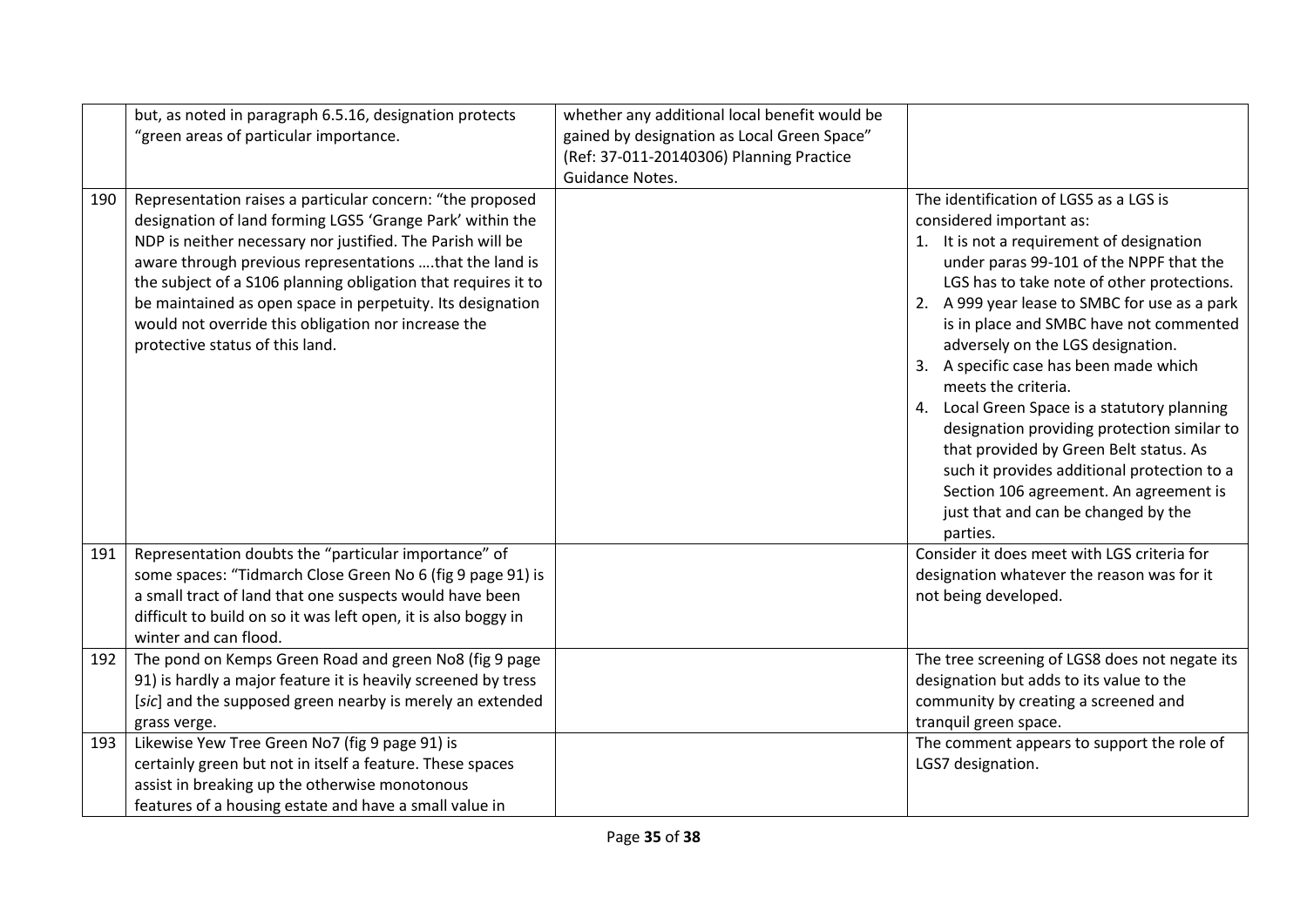| | | | |
|---|---|---|---|
| | but, as noted in paragraph 6.5.16, designation protects "green areas of particular importance. | whether any additional local benefit would be gained by designation as Local Green Space" (Ref: 37-011-20140306) Planning Practice Guidance Notes. | |
| 190 | Representation raises a particular concern: "the proposed designation of land forming LGS5 'Grange Park' within the NDP is neither necessary nor justified. The Parish will be aware through previous representations ….that the land is the subject of a S106 planning obligation that requires it to be maintained as open space in perpetuity. Its designation would not override this obligation nor increase the protective status of this land. | | The identification of LGS5 as a LGS is considered important as:<br>1. It is not a requirement of designation under paras 99-101 of the NPPF that the LGS has to take note of other protections.<br>2. A 999 year lease to SMBC for use as a park is in place and SMBC have not commented adversely on the LGS designation.<br>3. A specific case has been made which meets the criteria.<br>4. Local Green Space is a statutory planning designation providing protection similar to that provided by Green Belt status. As such it provides additional protection to a Section 106 agreement. An agreement is just that and can be changed by the parties. |
| 191 | Representation doubts the "particular importance" of some spaces: "Tidmarch Close Green No 6 (fig 9 page 91) is a small tract of land that one suspects would have been difficult to build on so it was left open, it is also boggy in winter and can flood. | | Consider it does meet with LGS criteria for designation whatever the reason was for it not being developed. |
| 192 | The pond on Kemps Green Road and green No8 (fig 9 page 91) is hardly a major feature it is heavily screened by tress [*sic*] and the supposed green nearby is merely an extended grass verge. | | The tree screening of LGS8 does not negate its designation but adds to its value to the community by creating a screened and tranquil green space. |
| 193 | Likewise Yew Tree Green No7 (fig 9 page 91) is certainly green but not in itself a feature. These spaces assist in breaking up the otherwise monotonous features of a housing estate and have a small value in | | The comment appears to support the role of LGS7 designation. |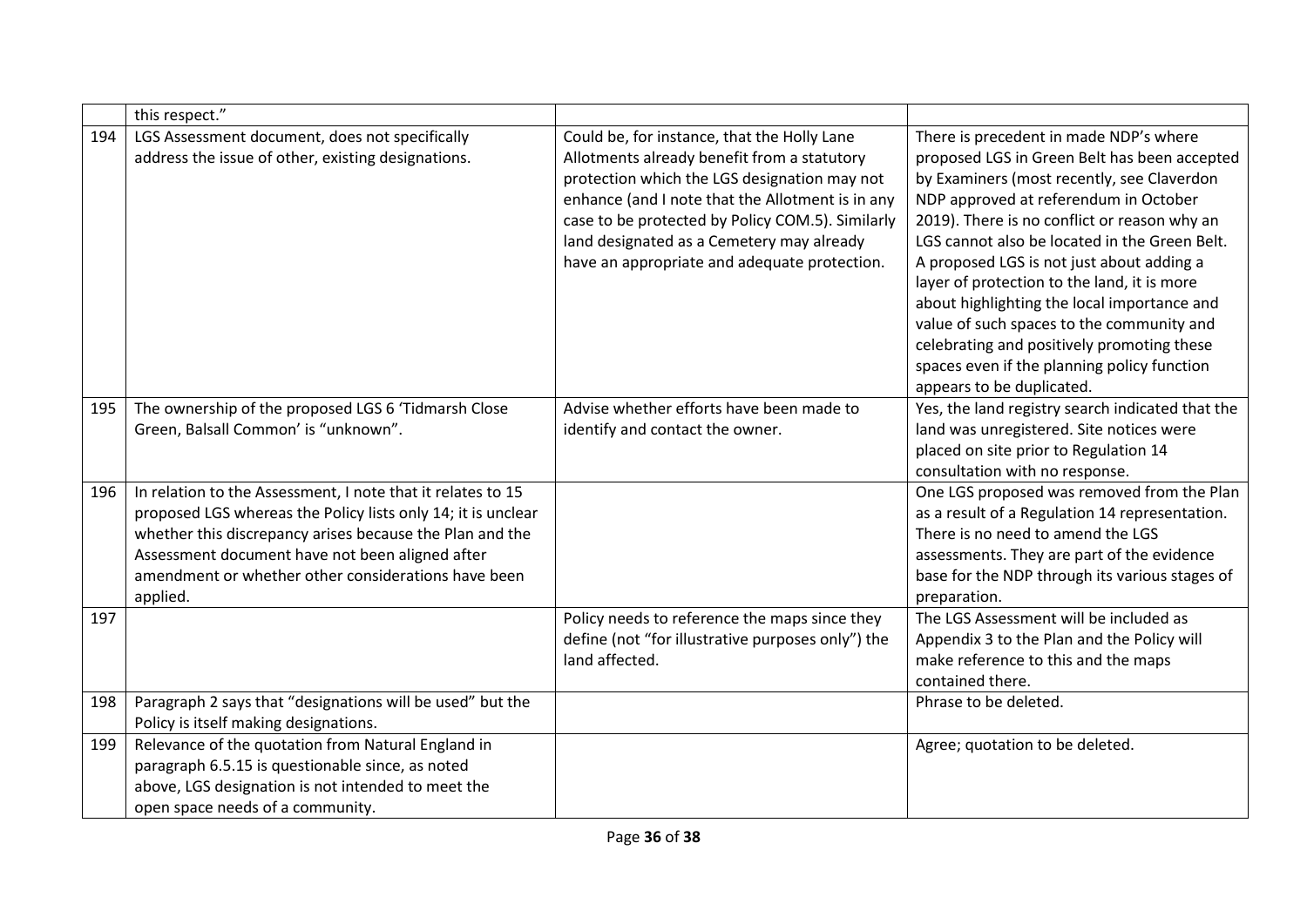|  |  |  |  |
|---|---|---|---|
|  | this respect.” |  |  |
| 194 | LGS Assessment document, does not specifically address the issue of other, existing designations. | Could be, for instance, that the Holly Lane Allotments already benefit from a statutory protection which the LGS designation may not enhance (and I note that the Allotment is in any case to be protected by Policy COM.5). Similarly land designated as a Cemetery may already have an appropriate and adequate protection. | There is precedent in made NDP's where proposed LGS in Green Belt has been accepted by Examiners (most recently, see Claverdon NDP approved at referendum in October 2019). There is no conflict or reason why an LGS cannot also be located in the Green Belt. A proposed LGS is not just about adding a layer of protection to the land, it is more about highlighting the local importance and value of such spaces to the community and celebrating and positively promoting these spaces even if the planning policy function appears to be duplicated. |
| 195 | The ownership of the proposed LGS 6 'Tidmarsh Close Green, Balsall Common' is “unknown”. | Advise whether efforts have been made to identify and contact the owner. | Yes, the land registry search indicated that the land was unregistered. Site notices were placed on site prior to Regulation 14 consultation with no response. |
| 196 | In relation to the Assessment, I note that it relates to 15 proposed LGS whereas the Policy lists only 14; it is unclear whether this discrepancy arises because the Plan and the Assessment document have not been aligned after amendment or whether other considerations have been applied. |  | One LGS proposed was removed from the Plan as a result of a Regulation 14 representation. There is no need to amend the LGS assessments. They are part of the evidence base for the NDP through its various stages of preparation. |
| 197 |  | Policy needs to reference the maps since they define (not “for illustrative purposes only”) the land affected. | The LGS Assessment will be included as Appendix 3 to the Plan and the Policy will make reference to this and the maps contained there. |
| 198 | Paragraph 2 says that “designations will be used” but the Policy is itself making designations. |  | Phrase to be deleted. |
| 199 | Relevance of the quotation from Natural England in paragraph 6.5.15 is questionable since, as noted above, LGS designation is not intended to meet the open space needs of a community. |  | Agree; quotation to be deleted. |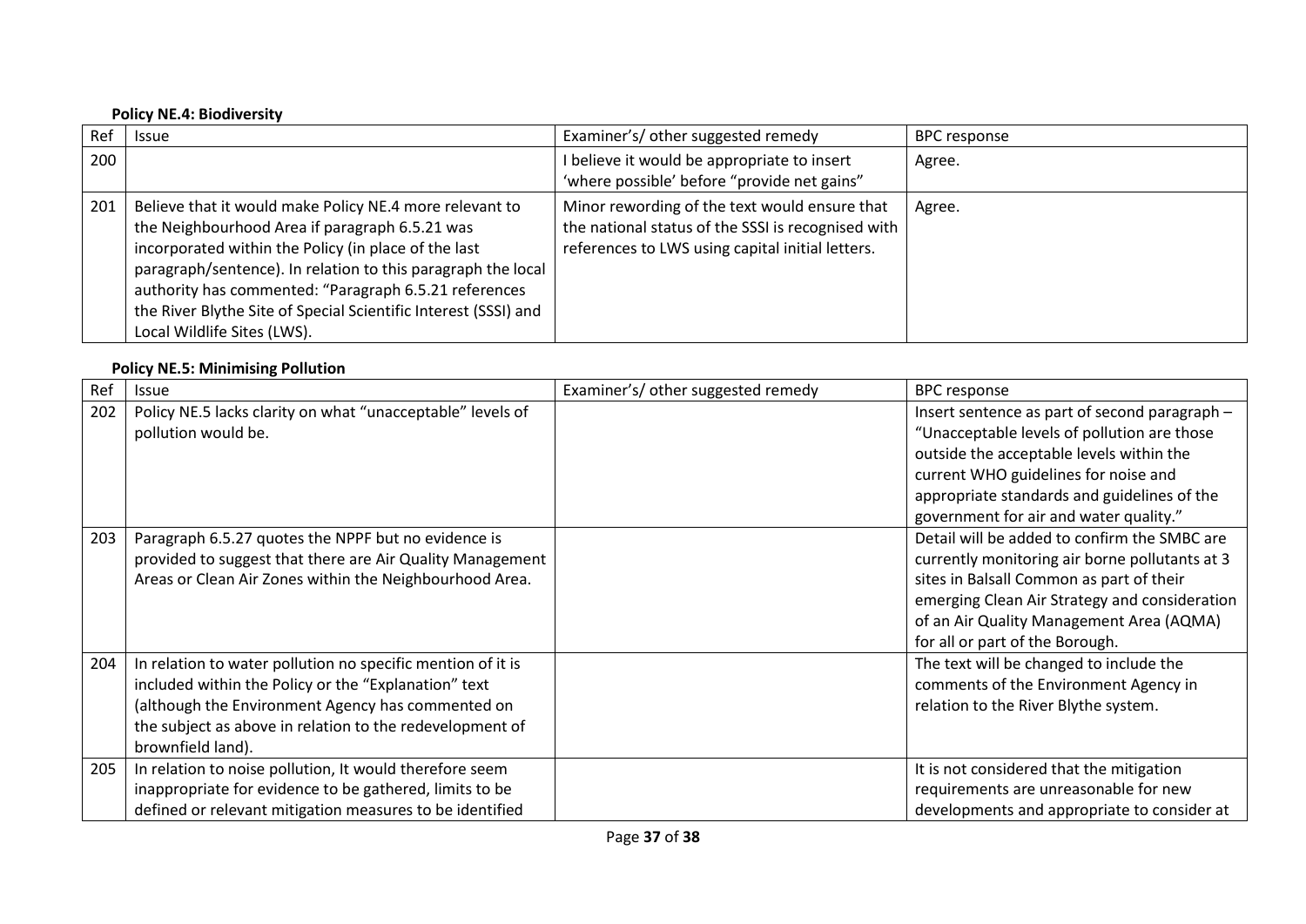**Policy NE.4: Biodiversity**

| Ref | Issue | Examiner's/ other suggested remedy | BPC response |
| --- | --- | --- | --- |
| 200 | | I believe it would be appropriate to insert 'where possible' before "provide net gains" | Agree. |
| 201 | Believe that it would make Policy NE.4 more relevant to the Neighbourhood Area if paragraph 6.5.21 was incorporated within the Policy (in place of the last paragraph/sentence). In relation to this paragraph the local authority has commented: "Paragraph 6.5.21 references the River Blythe Site of Special Scientific Interest (SSSI) and Local Wildlife Sites (LWS). | Minor rewording of the text would ensure that the national status of the SSSI is recognised with references to LWS using capital initial letters. | Agree. |

**Policy NE.5: Minimising Pollution**

| Ref | Issue | Examiner's/ other suggested remedy | BPC response |
| --- | --- | --- | --- |
| 202 | Policy NE.5 lacks clarity on what "unacceptable" levels of pollution would be. | | Insert sentence as part of second paragraph – "Unacceptable levels of pollution are those outside the acceptable levels within the current WHO guidelines for noise and appropriate standards and guidelines of the government for air and water quality." |
| 203 | Paragraph 6.5.27 quotes the NPPF but no evidence is provided to suggest that there are Air Quality Management Areas or Clean Air Zones within the Neighbourhood Area. | | Detail will be added to confirm the SMBC are currently monitoring air borne pollutants at 3 sites in Balsall Common as part of their emerging Clean Air Strategy and consideration of an Air Quality Management Area (AQMA) for all or part of the Borough. |
| 204 | In relation to water pollution no specific mention of it is included within the Policy or the "Explanation" text (although the Environment Agency has commented on the subject as above in relation to the redevelopment of brownfield land). | | The text will be changed to include the comments of the Environment Agency in relation to the River Blythe system. |
| 205 | In relation to noise pollution, It would therefore seem inappropriate for evidence to be gathered, limits to be defined or relevant mitigation measures to be identified | | It is not considered that the mitigation requirements are unreasonable for new developments and appropriate to consider at |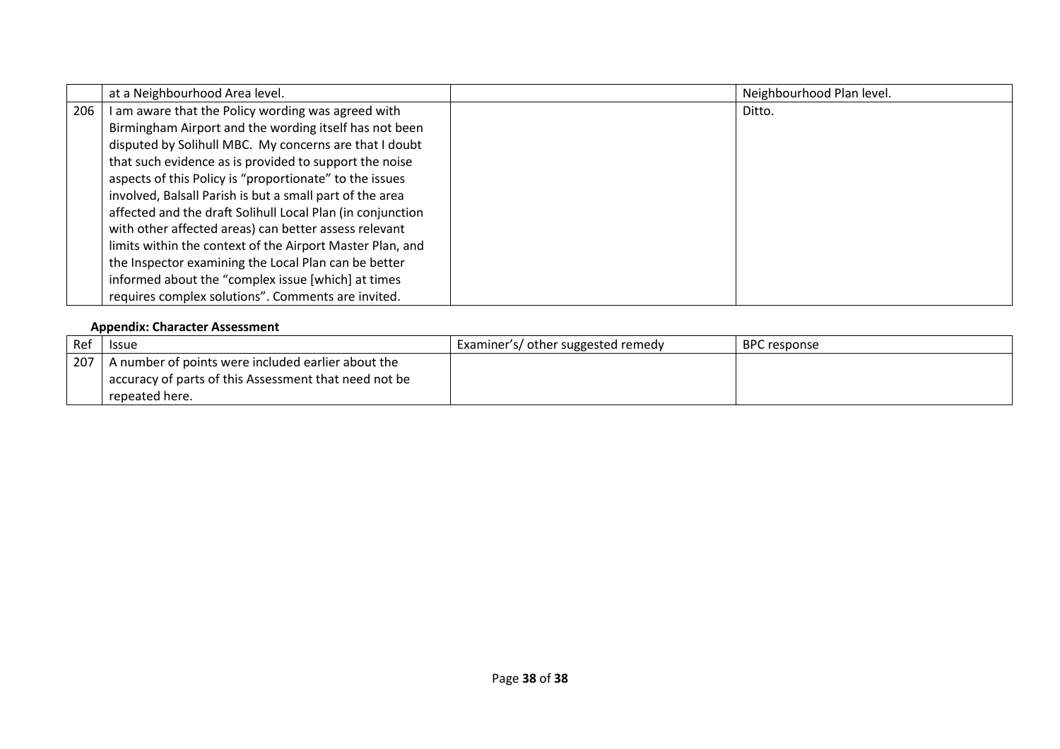| | | | |
|---|---|---|---|
| | at a Neighbourhood Area level. | | Neighbourhood Plan level. |
| 206 | I am aware that the Policy wording was agreed with Birmingham Airport and the wording itself has not been disputed by Solihull MBC. My concerns are that I doubt that such evidence as is provided to support the noise aspects of this Policy is "proportionate" to the issues involved, Balsall Parish is but a small part of the area affected and the draft Solihull Local Plan (in conjunction with other affected areas) can better assess relevant limits within the context of the Airport Master Plan, and the Inspector examining the Local Plan can be better informed about the "complex issue [which] at times requires complex solutions". Comments are invited. | | Ditto. |

**Appendix: Character Assessment**

| Ref | Issue | Examiner's/ other suggested remedy | BPC response |
|---|---|---|---|
| 207 | A number of points were included earlier about the accuracy of parts of this Assessment that need not be repeated here. | | |